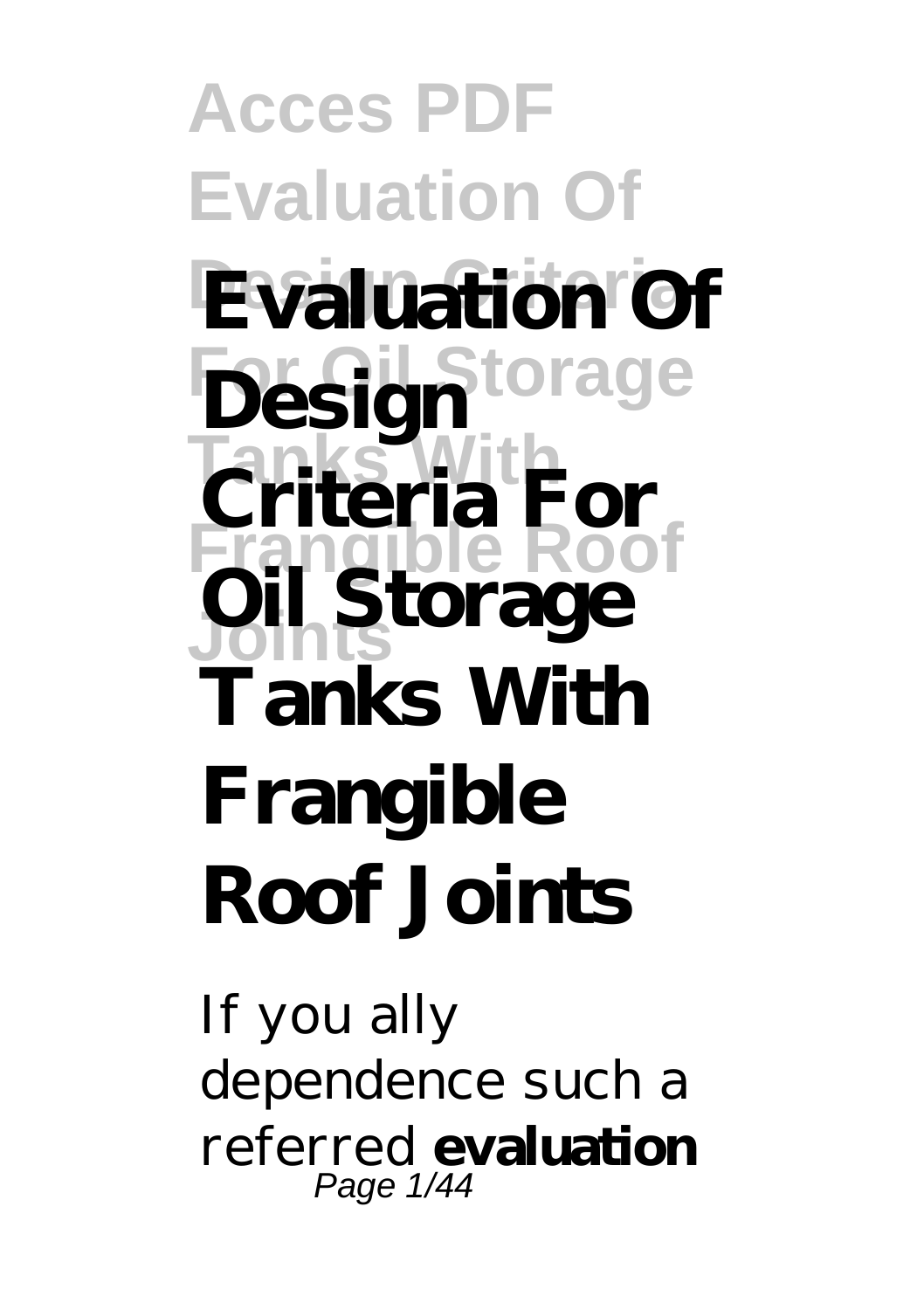# Evaluation Of Design Criteria For Oil Storage Tanks With Frangible Roof Joints

If you ally dependence such a referred **evaluation**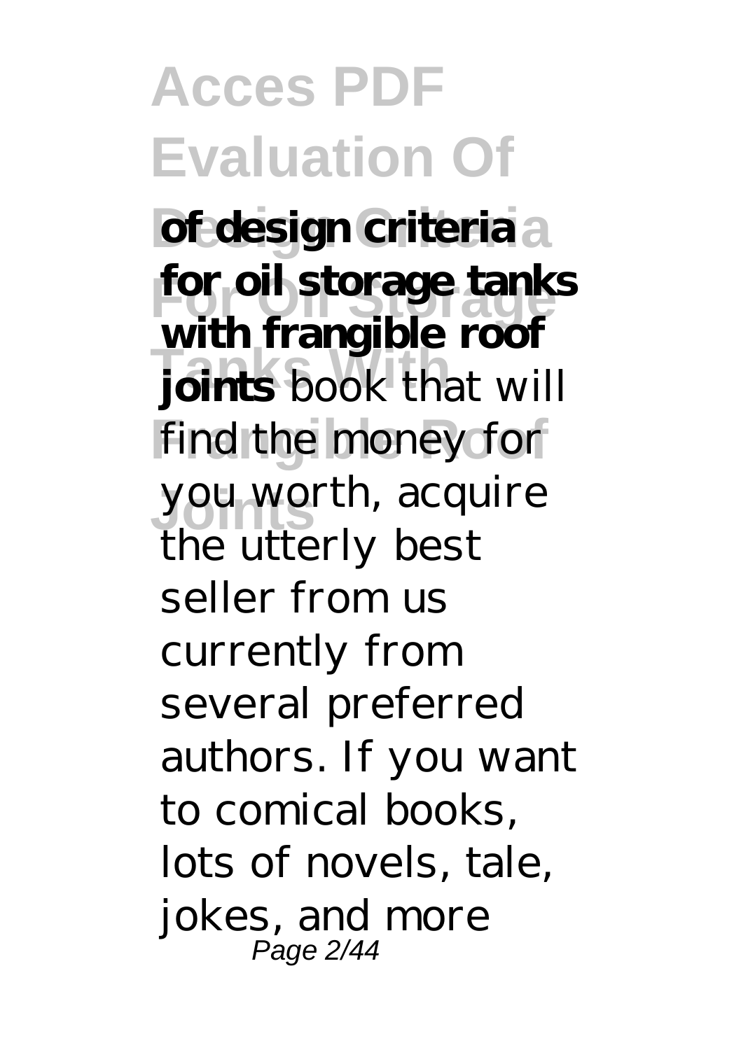**of design criteria for oil storage tanks with frangible roof joints** book that will find the money for you worth, acquire the utterly best seller from us currently from several preferred authors. If you want to comical books, lots of novels, tale, jokes, and more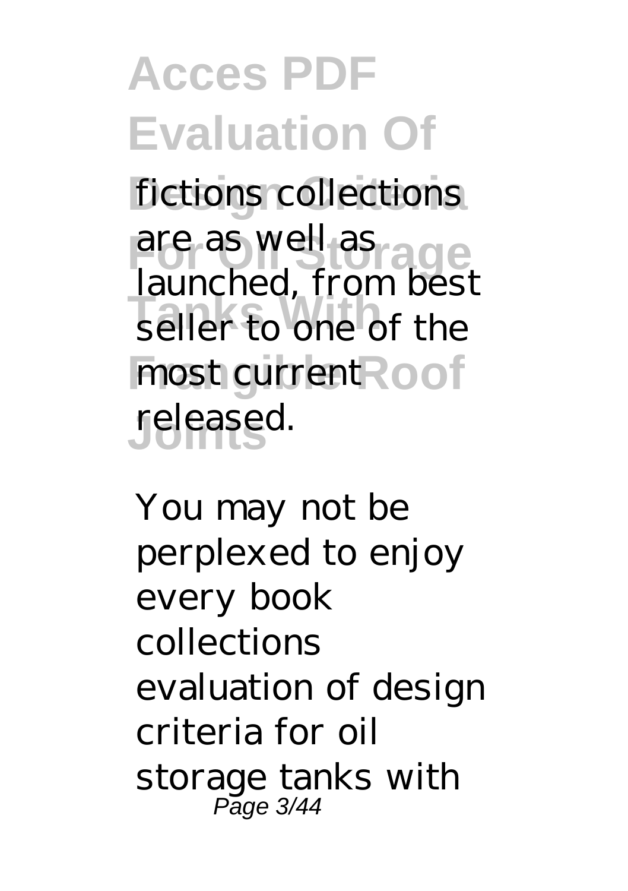fictions collections are as well as launched, from best seller to one of the most current released.

You may not be perplexed to enjoy every book collections evaluation of design criteria for oil storage tanks with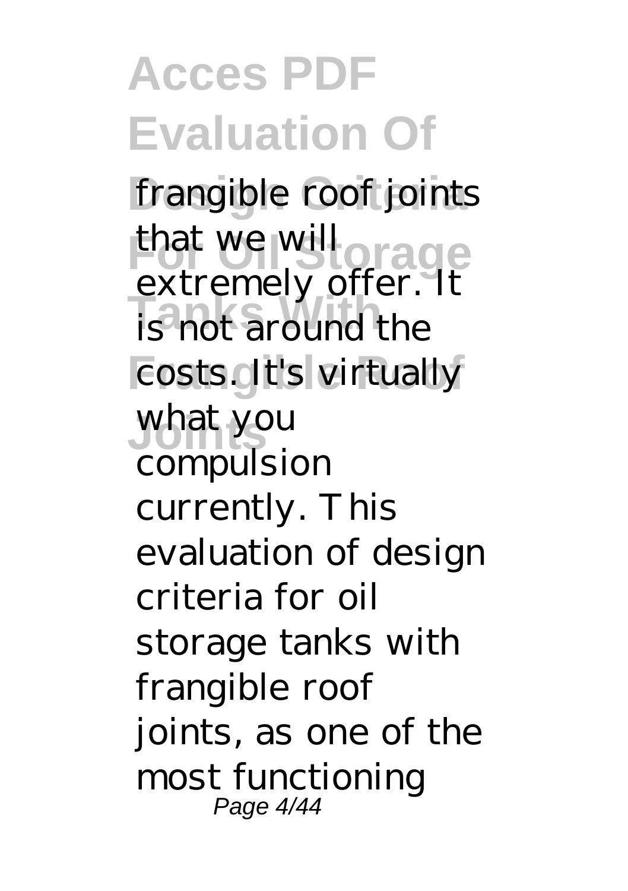frangible roof joints that we will extremely offer. It is not around the costs. It's virtually what you compulsion currently. This evaluation of design criteria for oil storage tanks with frangible roof joints, as one of the most functioning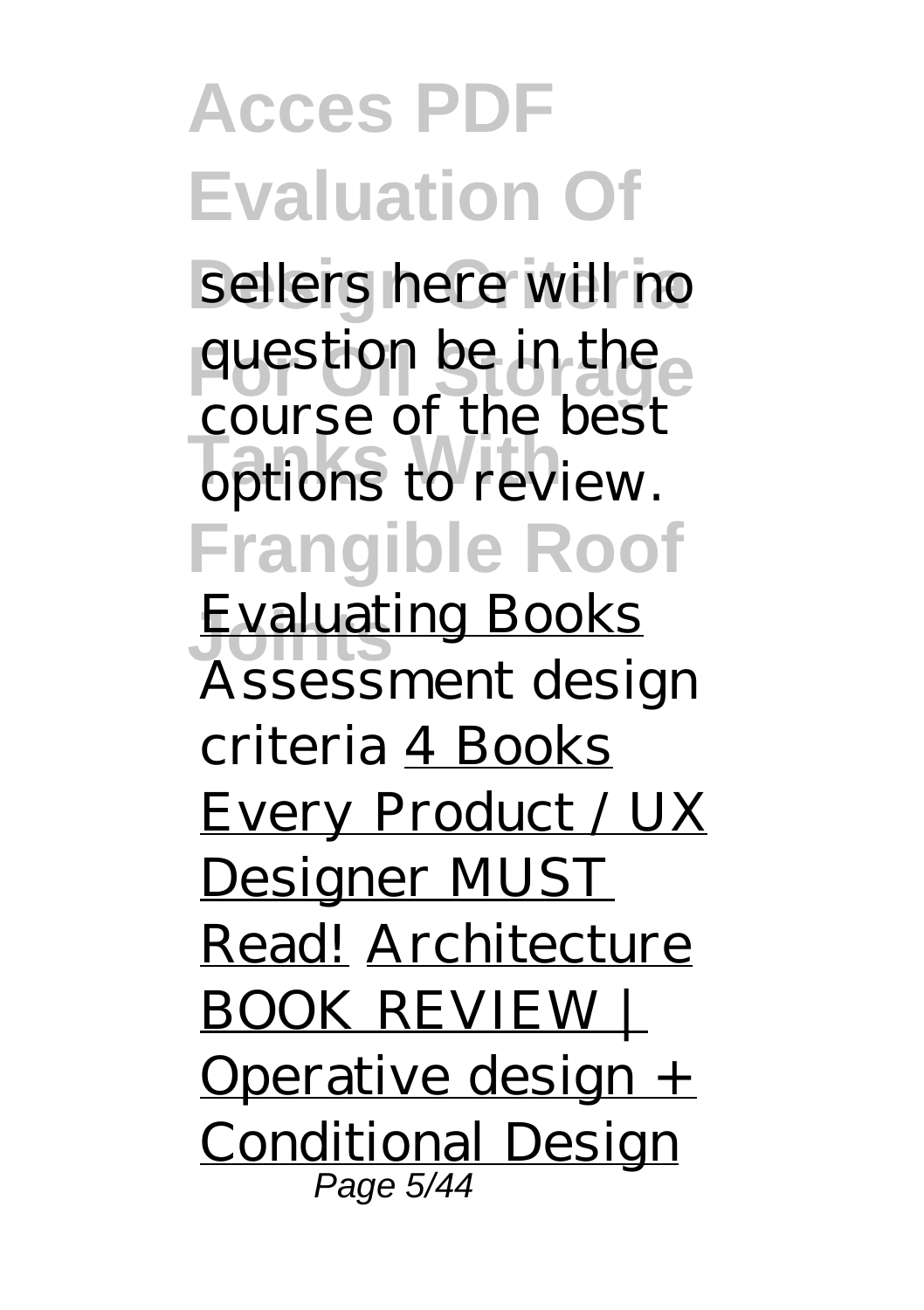sellers here will no question be in the course of the best options to review.

Evaluating Books

*Assessment design criteria*

4 Books Every Product / UX Designer MUST Read!

Architecture BOOK REVIEW | Operative design + Conditional Design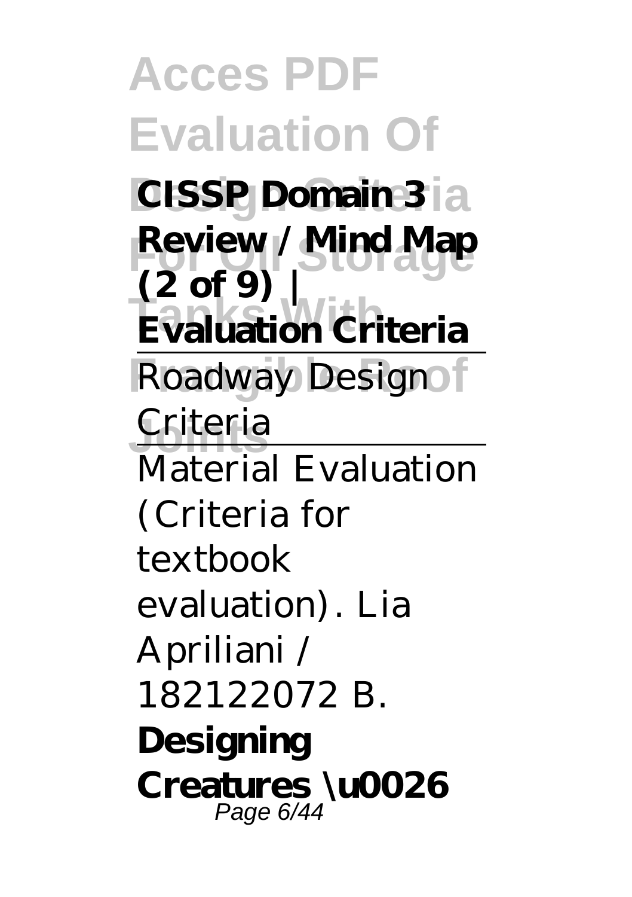**CISSP Domain 3 Review / Mind Map (2 of 9) | Evaluation Criteria**

Roadway Design Criteria

Material Evaluation (Criteria for textbook evaluation). Lia Apriliani / 182122072 B.

**Designing Creatures \u0026**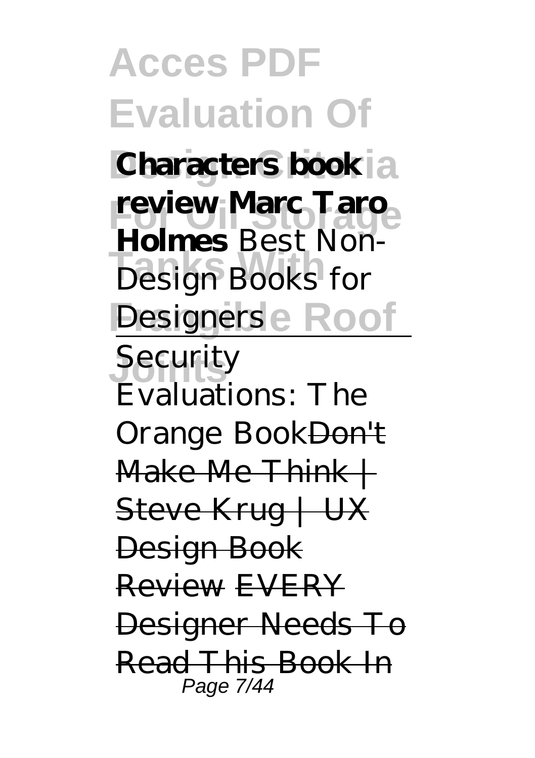**Characters book review Marc Taro Holmes** *Best Non-Design Books for Designers*

*Security Evaluations: The Orange Book*~~Don't Make Me Think | Steve Krug | UX Design Book Review~~ ~~EVERY Designer Needs To Read This Book In~~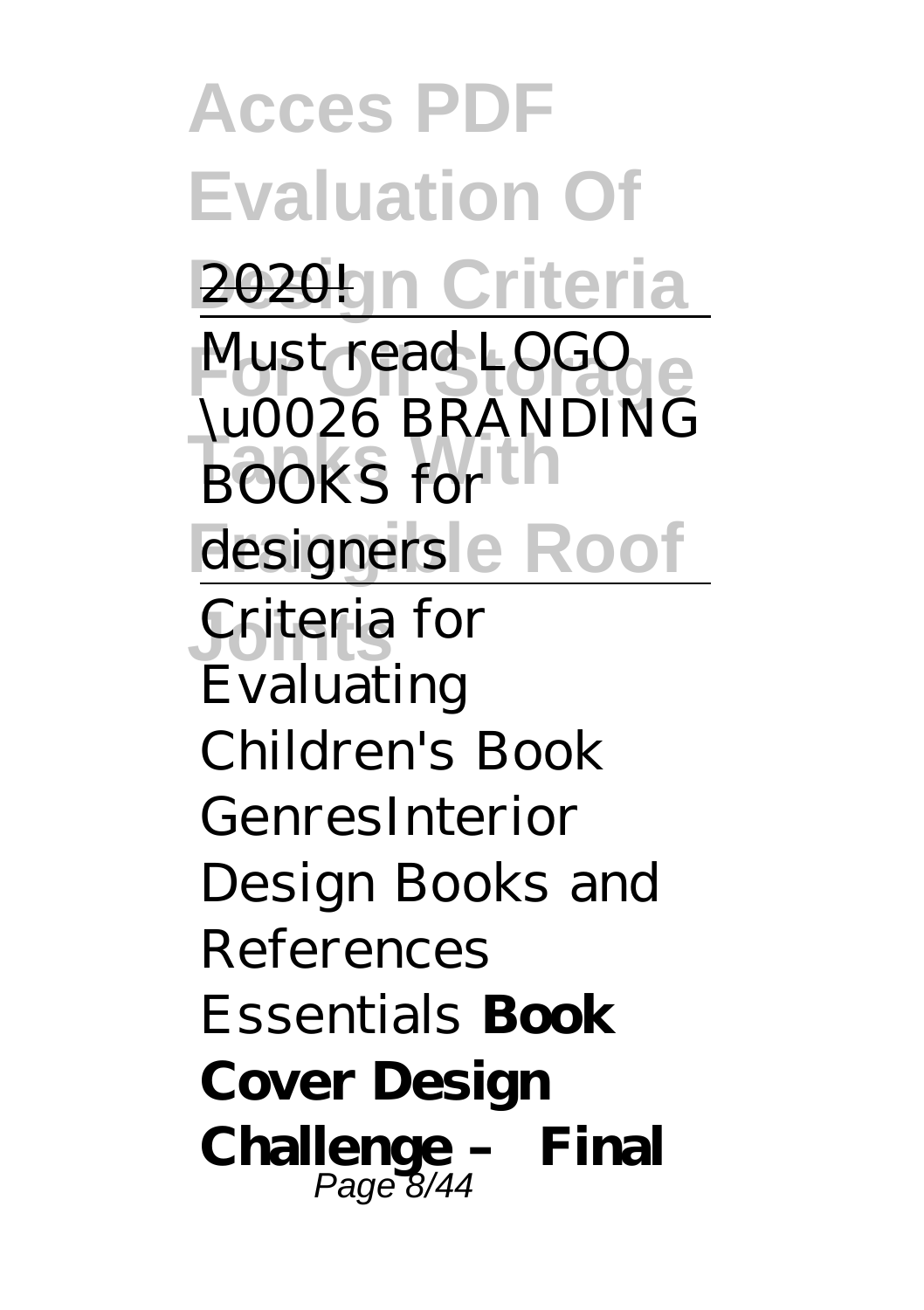2020!

Must read LOGO \u0026 BRANDING BOOKS for designers

Criteria for Evaluating Children's Book GenresInterior Design Books and References Essentials **Book Cover Design Challenge – Final**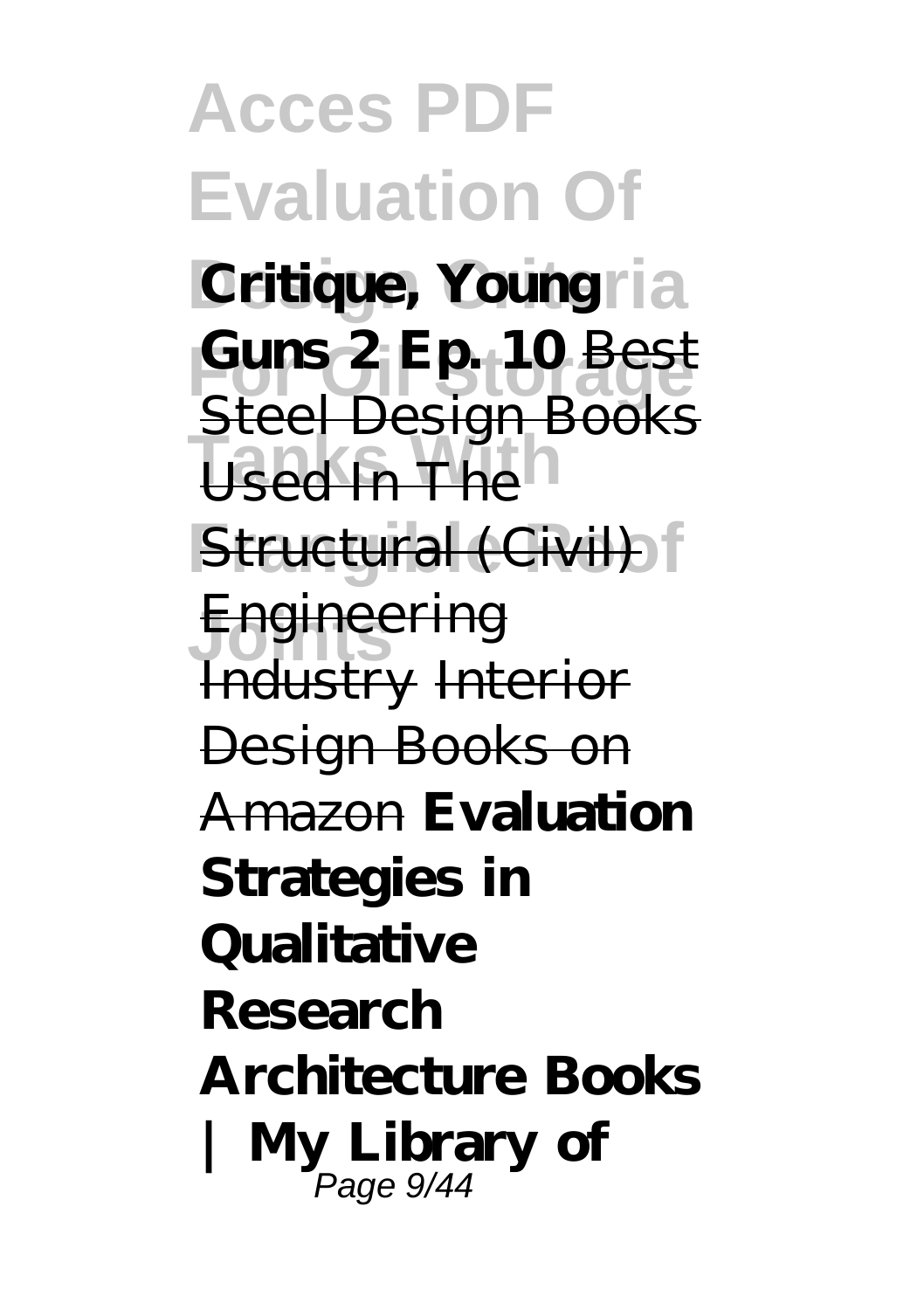**Critique, Young Guns 2 Ep. 10** Best Steel Design Books Used In The Structural (Civil) Engineering Industry Interior Design Books on Amazon **Evaluation Strategies in Qualitative Research Architecture Books | My Library of**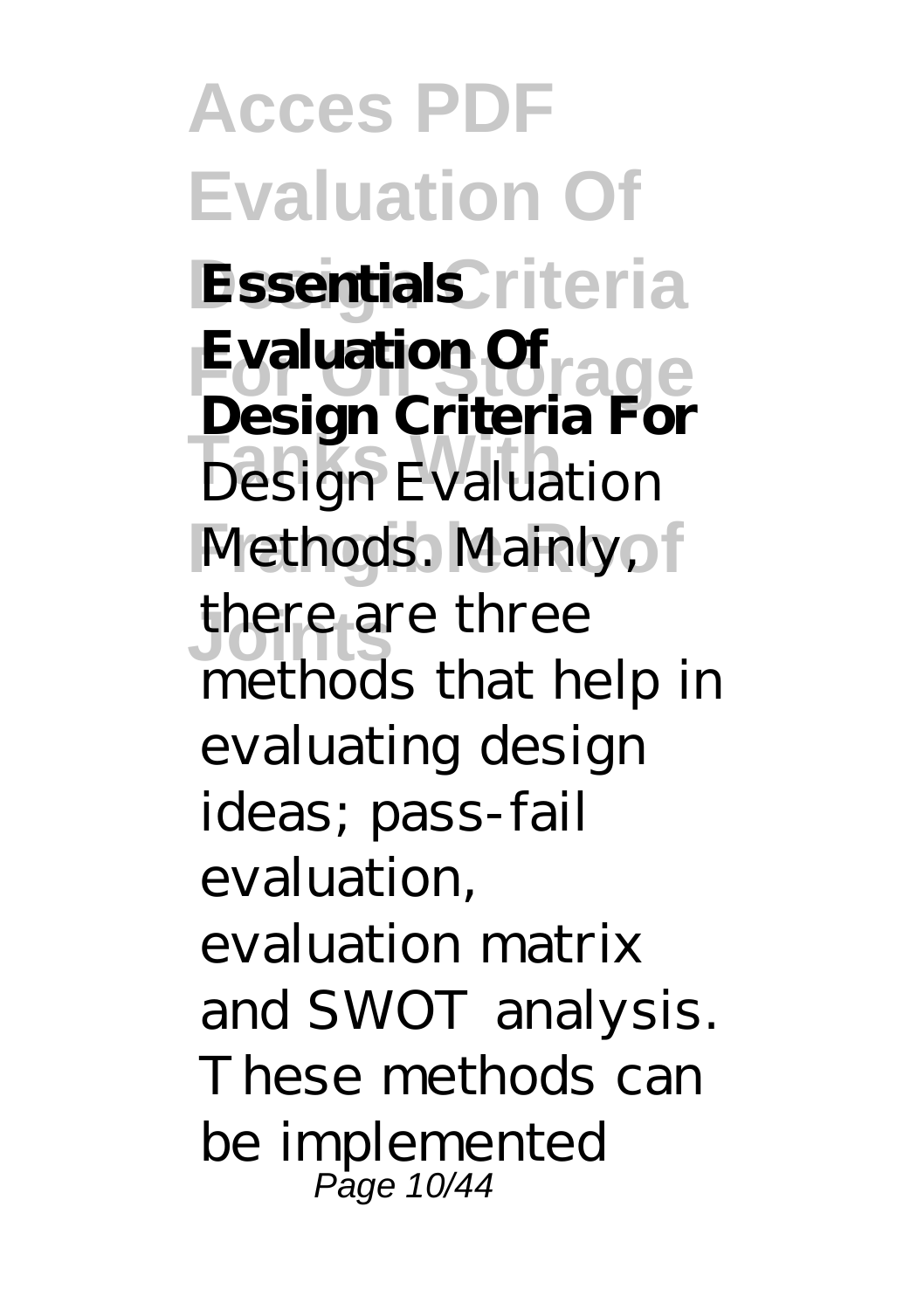**Essentials**

**Evaluation Of Design Criteria For** Design Evaluation Methods. Mainly, there are three methods that help in evaluating design ideas; pass-fail evaluation, evaluation matrix and SWOT analysis. These methods can be implemented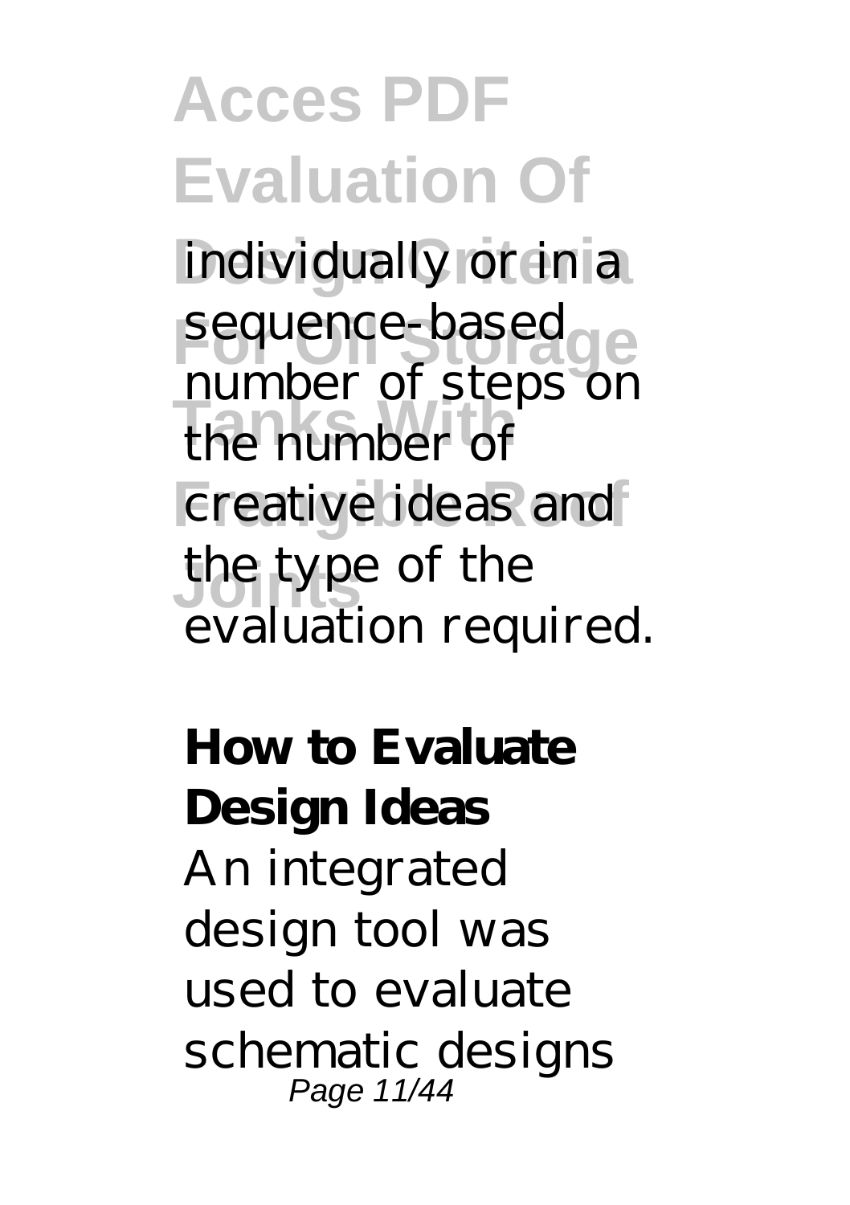individually or in a sequence-based number of steps on the number of creative ideas and the type of the evaluation required.

**How to Evaluate Design Ideas**

An integrated design tool was used to evaluate schematic designs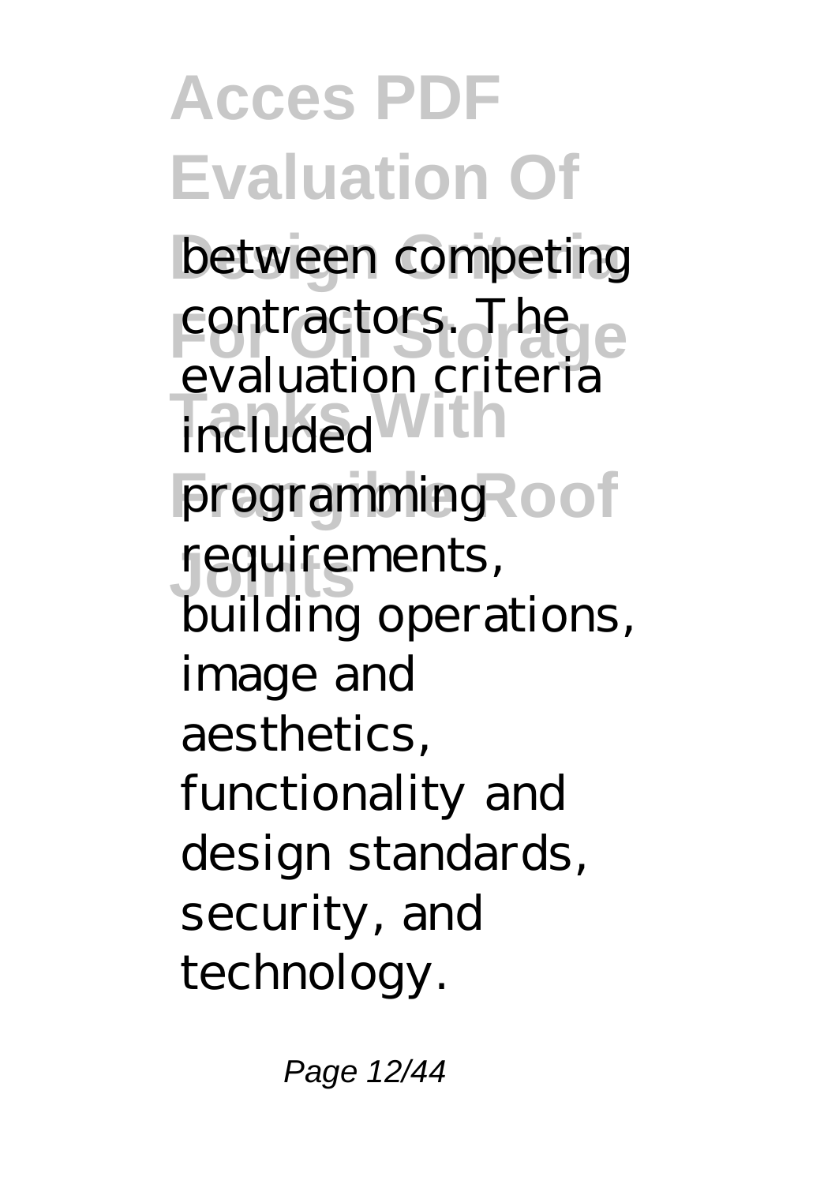between competing contractors. The evaluation criteria included programming requirements, building operations, image and aesthetics, functionality and design standards, security, and technology.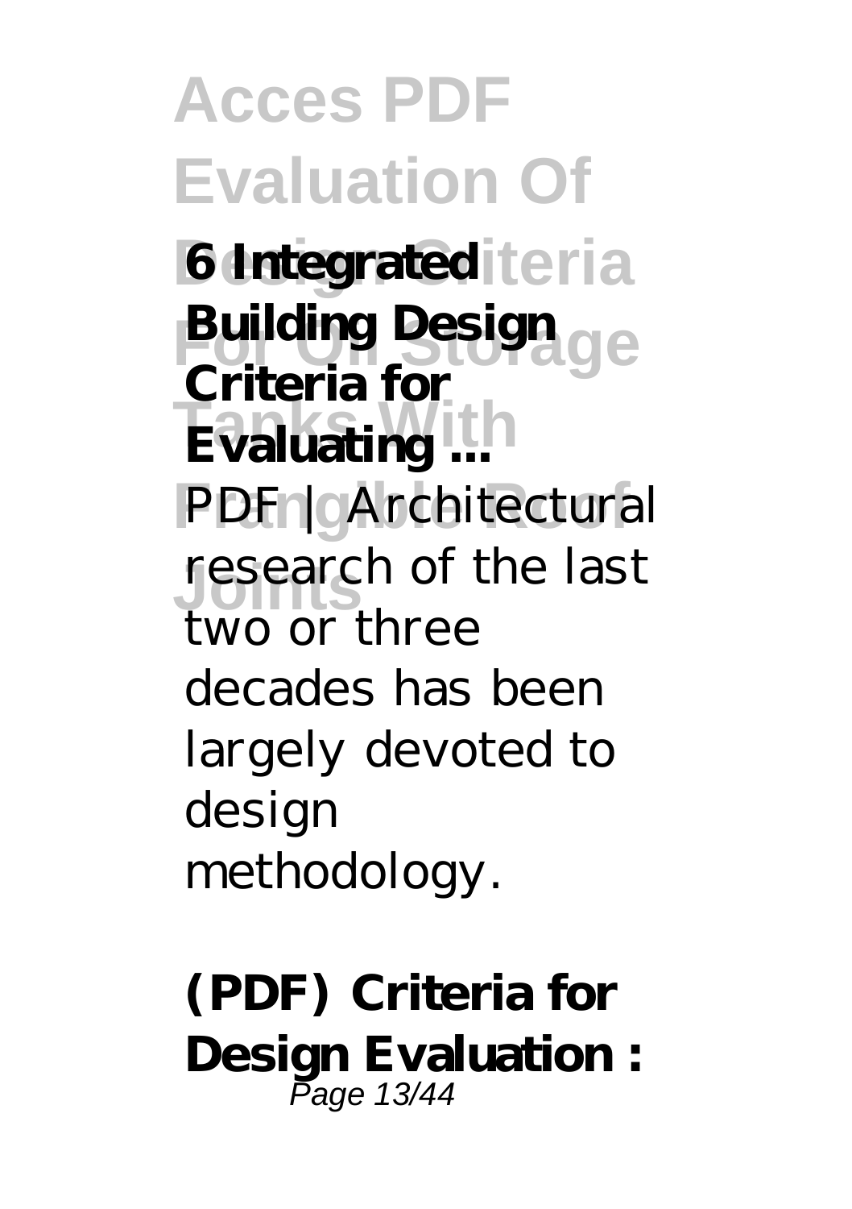**6 Integrated Building Design Criteria for Evaluating ...**

PDF | Architectural research of the last two or three decades has been largely devoted to design methodology.

**(PDF) Criteria for Design Evaluation :**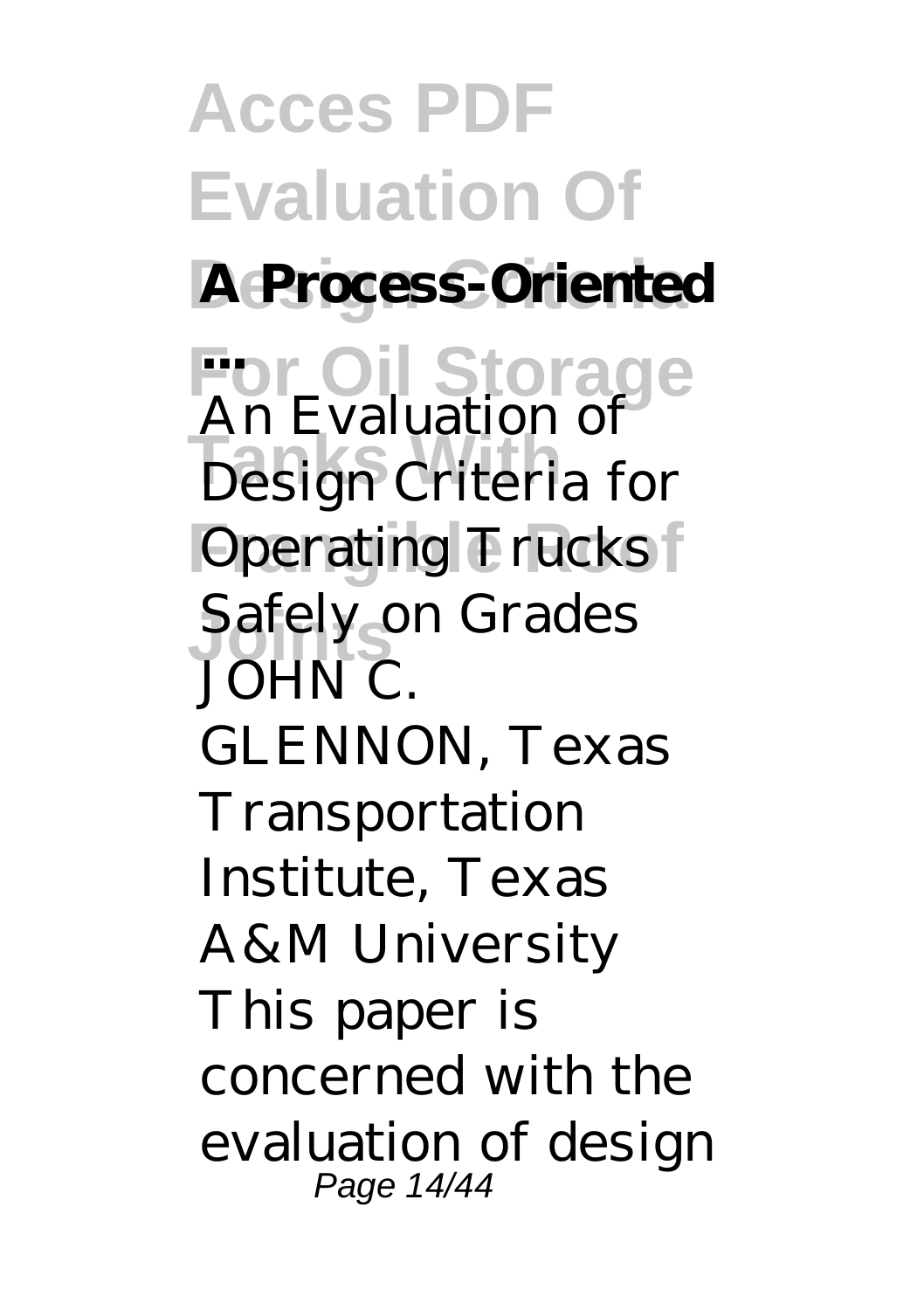**A Process-Oriented ...**

An Evaluation of Design Criteria for Operating Trucks Safely on Grades JOHN C. GLENNON, Texas Transportation Institute, Texas A&M University This paper is concerned with the evaluation of design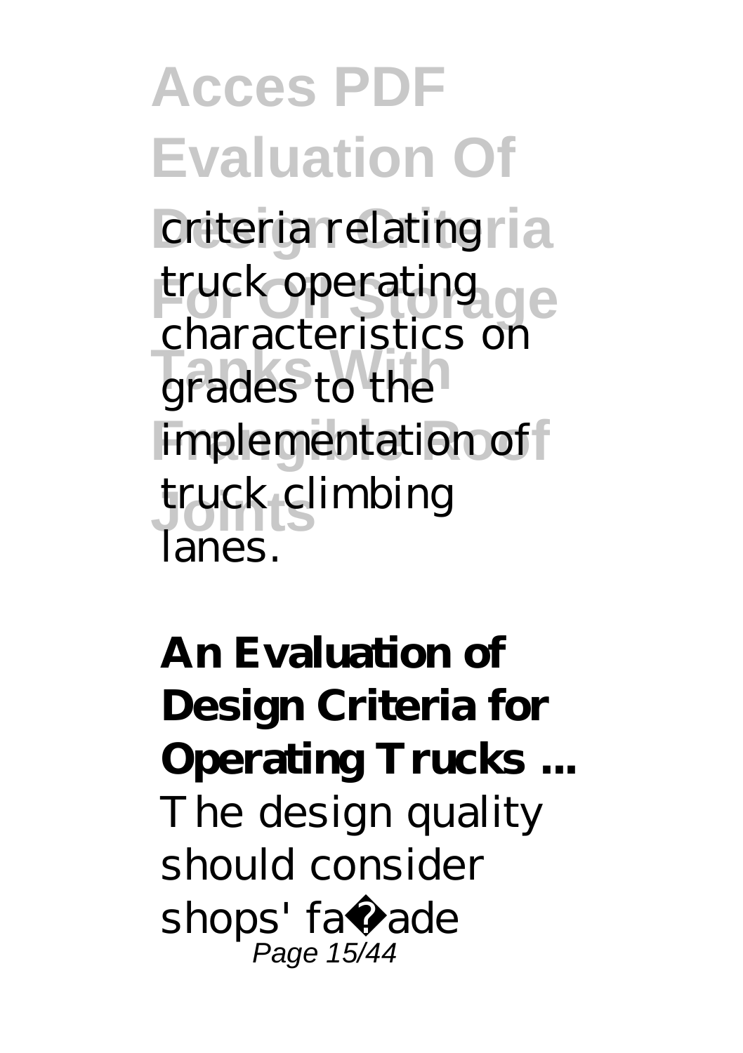criteria relating truck operating characteristics on grades to the implementation of truck climbing lanes.

**An Evaluation of Design Criteria for Operating Trucks ...**

The design quality should consider shops' façade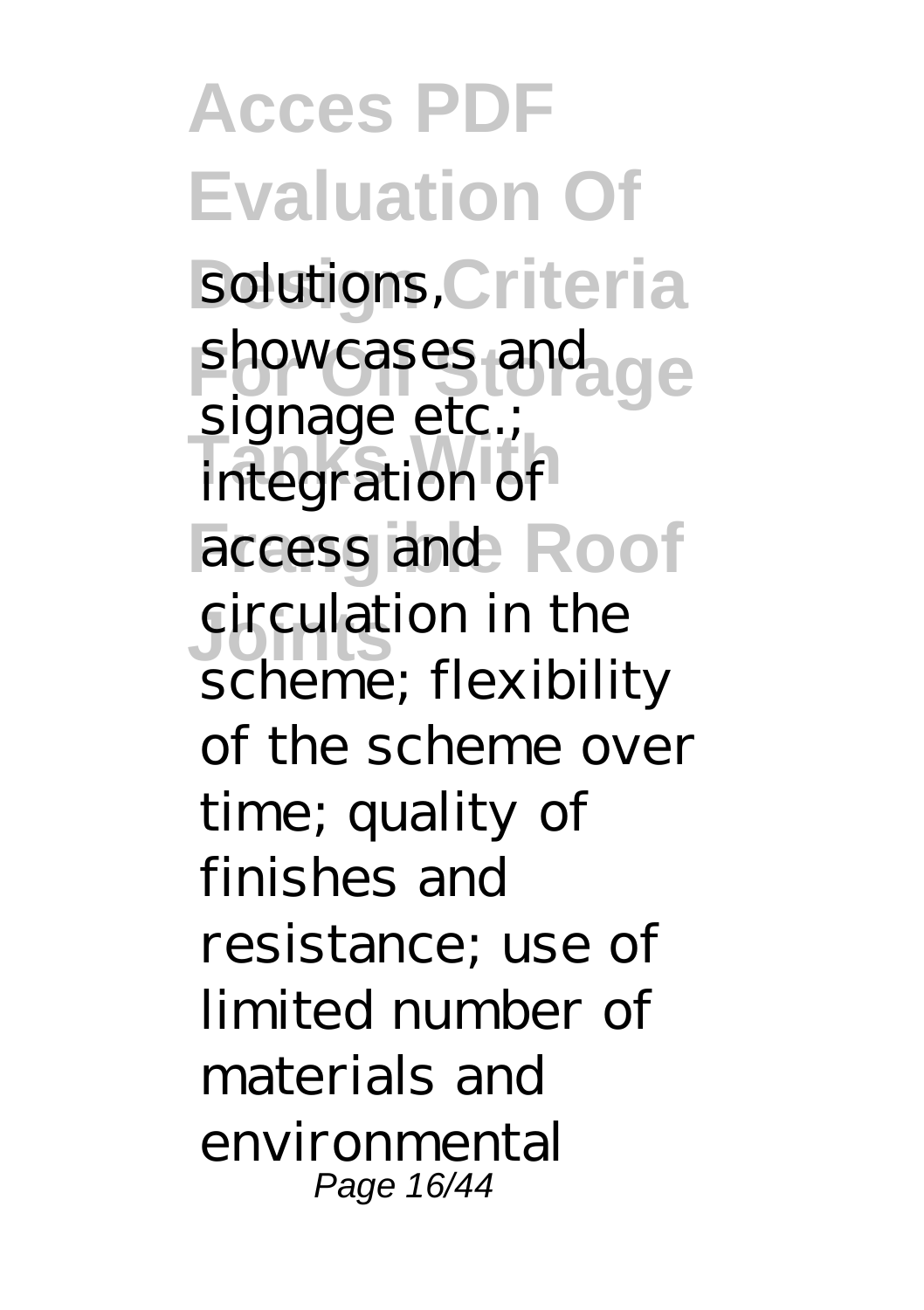solutions, showcases and signage etc.; integration of access and circulation in the scheme; flexibility of the scheme over time; quality of finishes and resistance; use of limited number of materials and environmental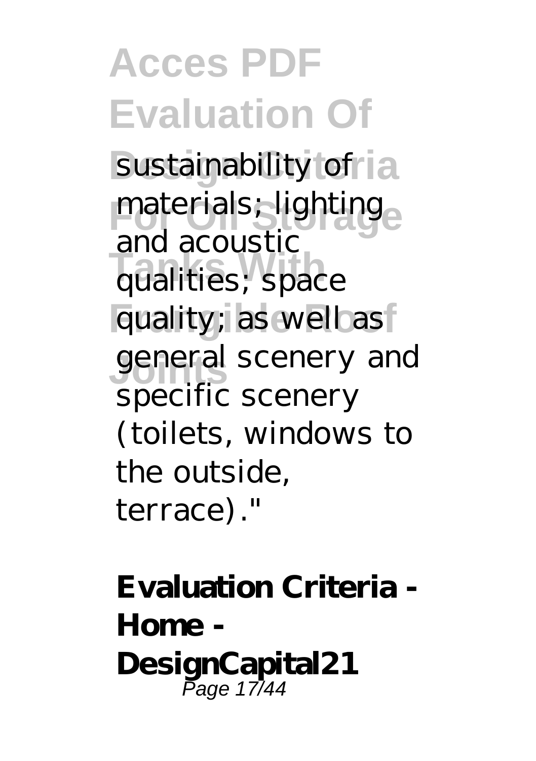sustainability of materials; lighting and acoustic qualities; space quality; as well as general scenery and specific scenery (toilets, windows to the outside, terrace)."

**Evaluation Criteria - Home - DesignCapital21**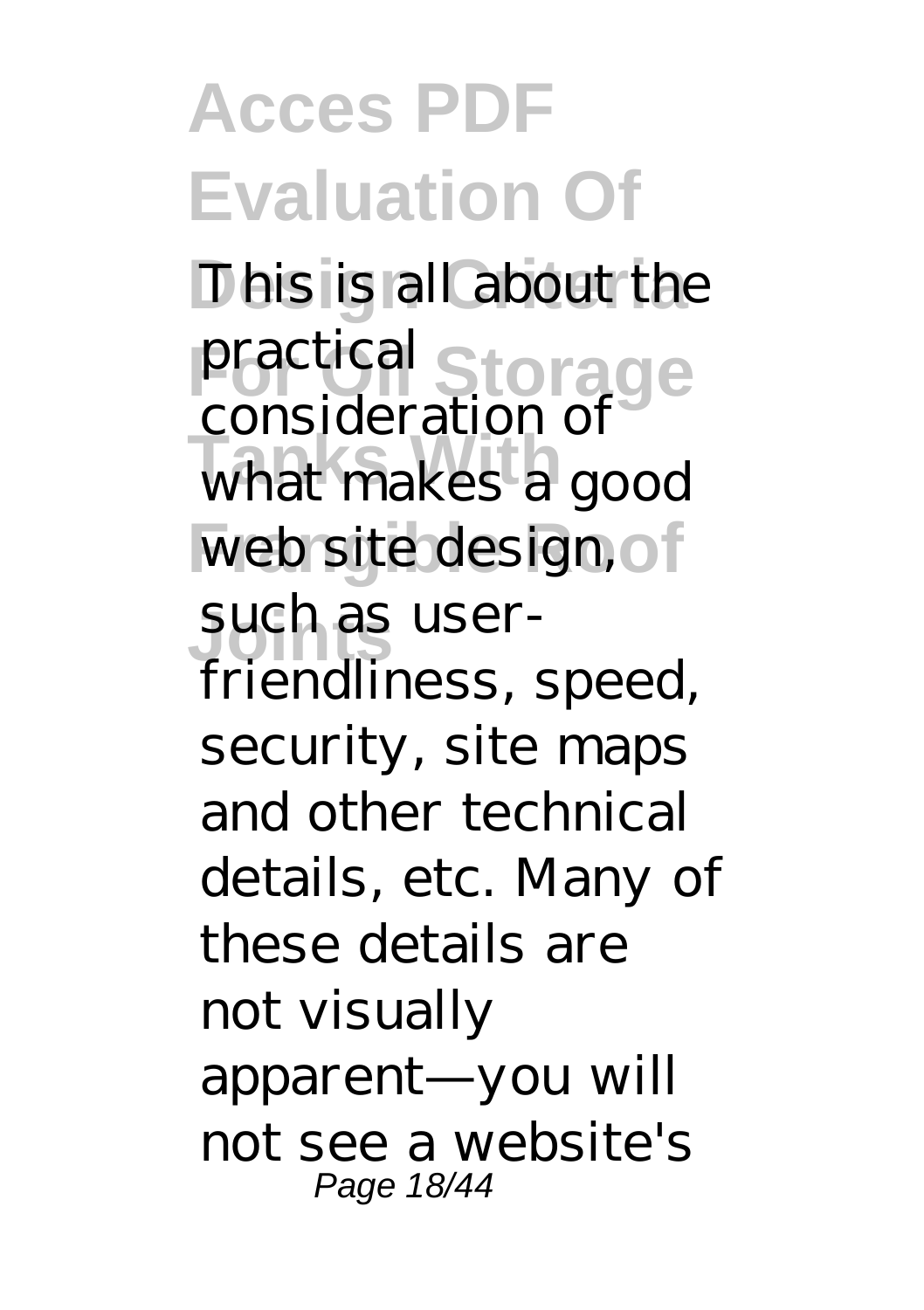This is all about the practical consideration of what makes a good web site design, such as user-friendliness, speed, security, site maps and other technical details, etc. Many of these details are not visually apparent—you will not see a website's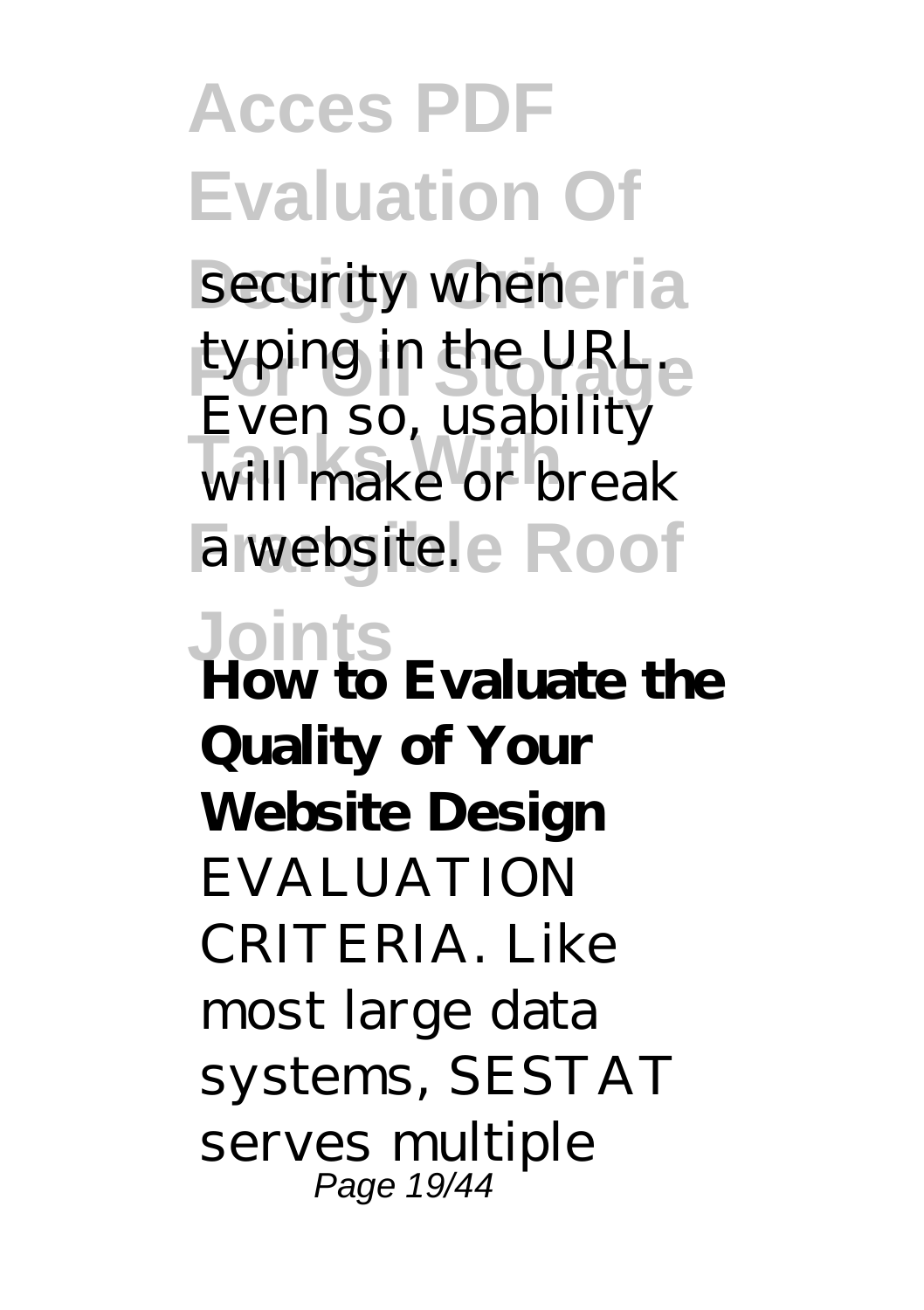security when typing in the URL. Even so, usability will make or break a website.

**How to Evaluate the Quality of Your Website Design**

EVALUATION CRITERIA. Like most large data systems, SESTAT serves multiple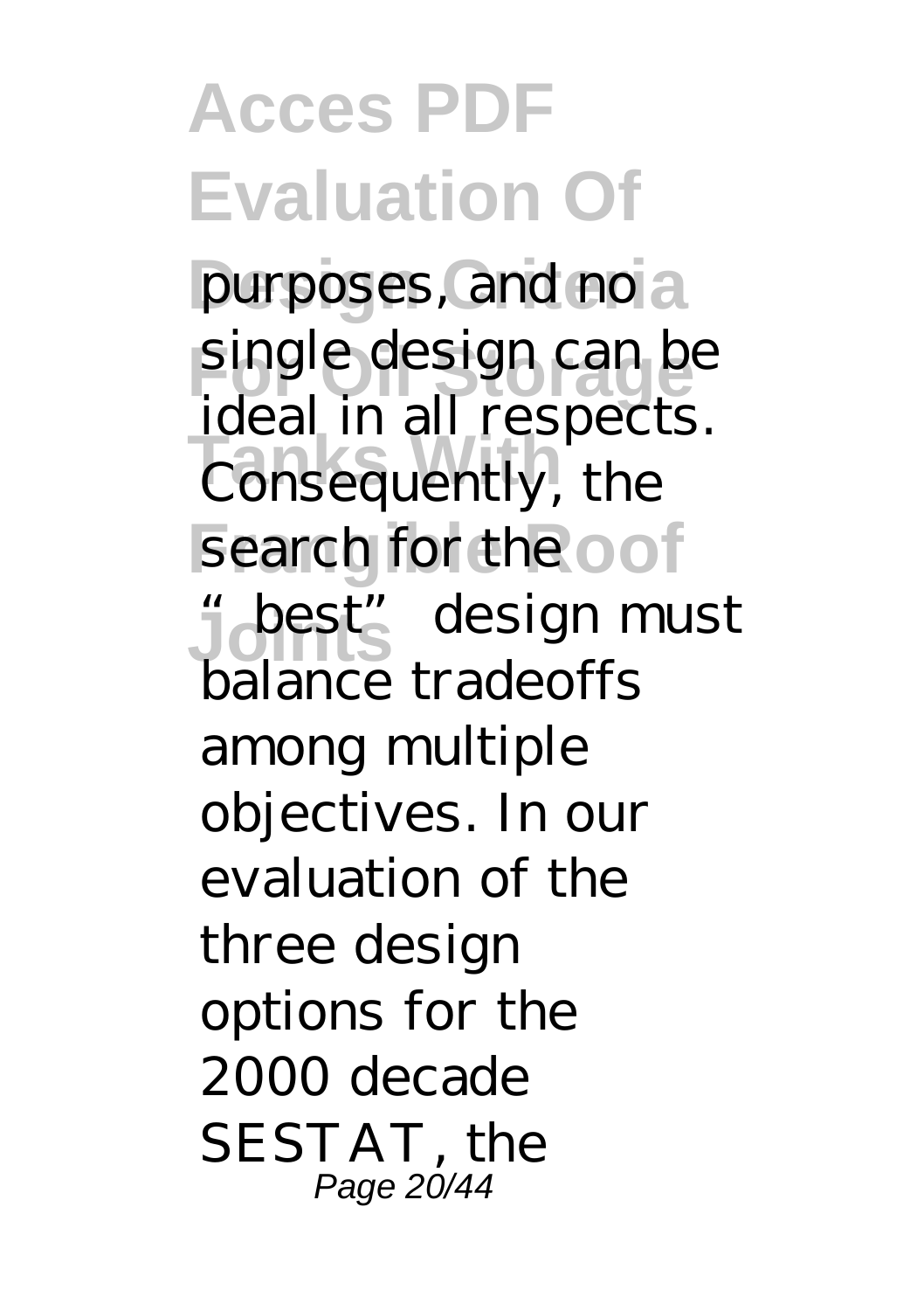purposes, and no single design can be ideal in all respects. Consequently, the search for the "best" design must balance tradeoffs among multiple objectives. In our evaluation of the three design options for the 2000 decade SESTAT, the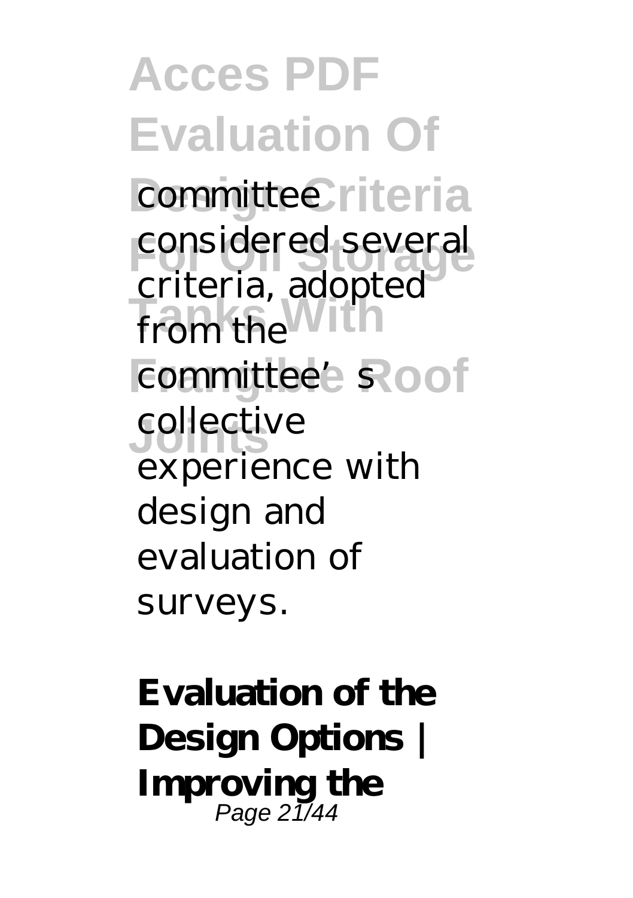committee considered several criteria, adopted from the committee's collective experience with design and evaluation of surveys.

**Evaluation of the Design Options | Improving the**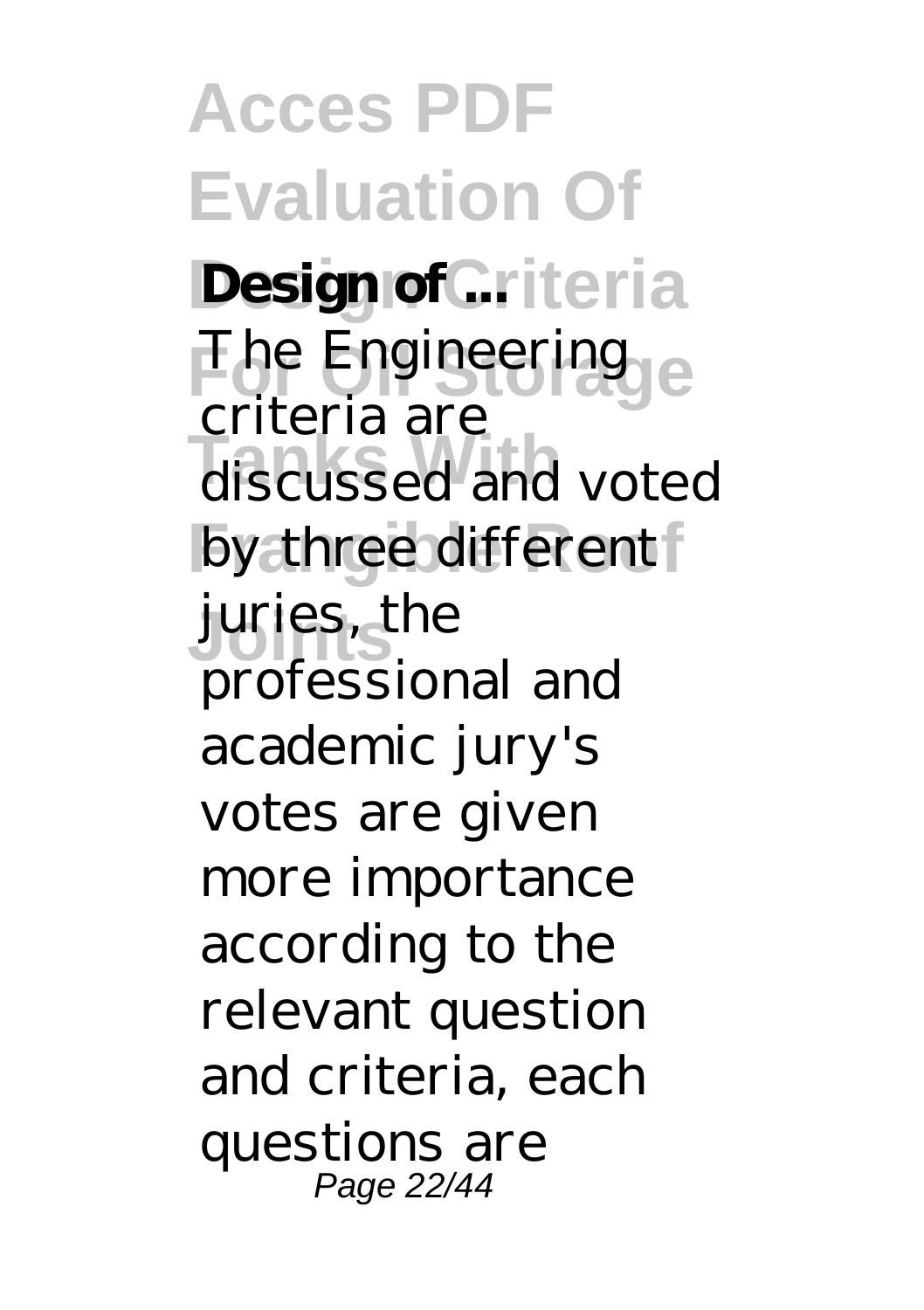**Design of ...**

The Engineering criteria are discussed and voted by three different juries, the professional and academic jury's votes are given more importance according to the relevant question and criteria, each questions are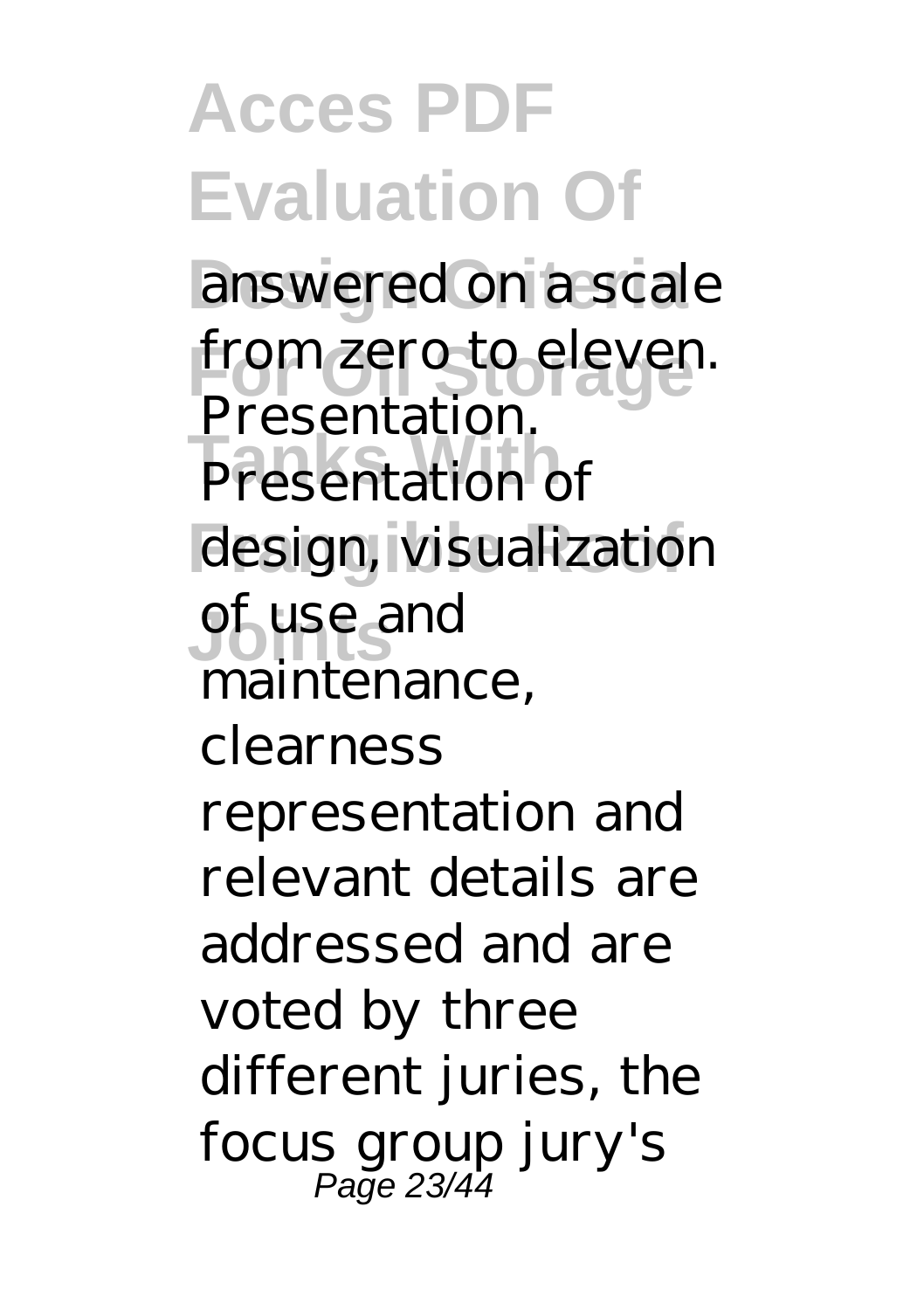answered on a scale from zero to eleven. Presentation. Presentation of design, visualization of use and maintenance, clearness representation and relevant details are addressed and are voted by three different juries, the focus group jury's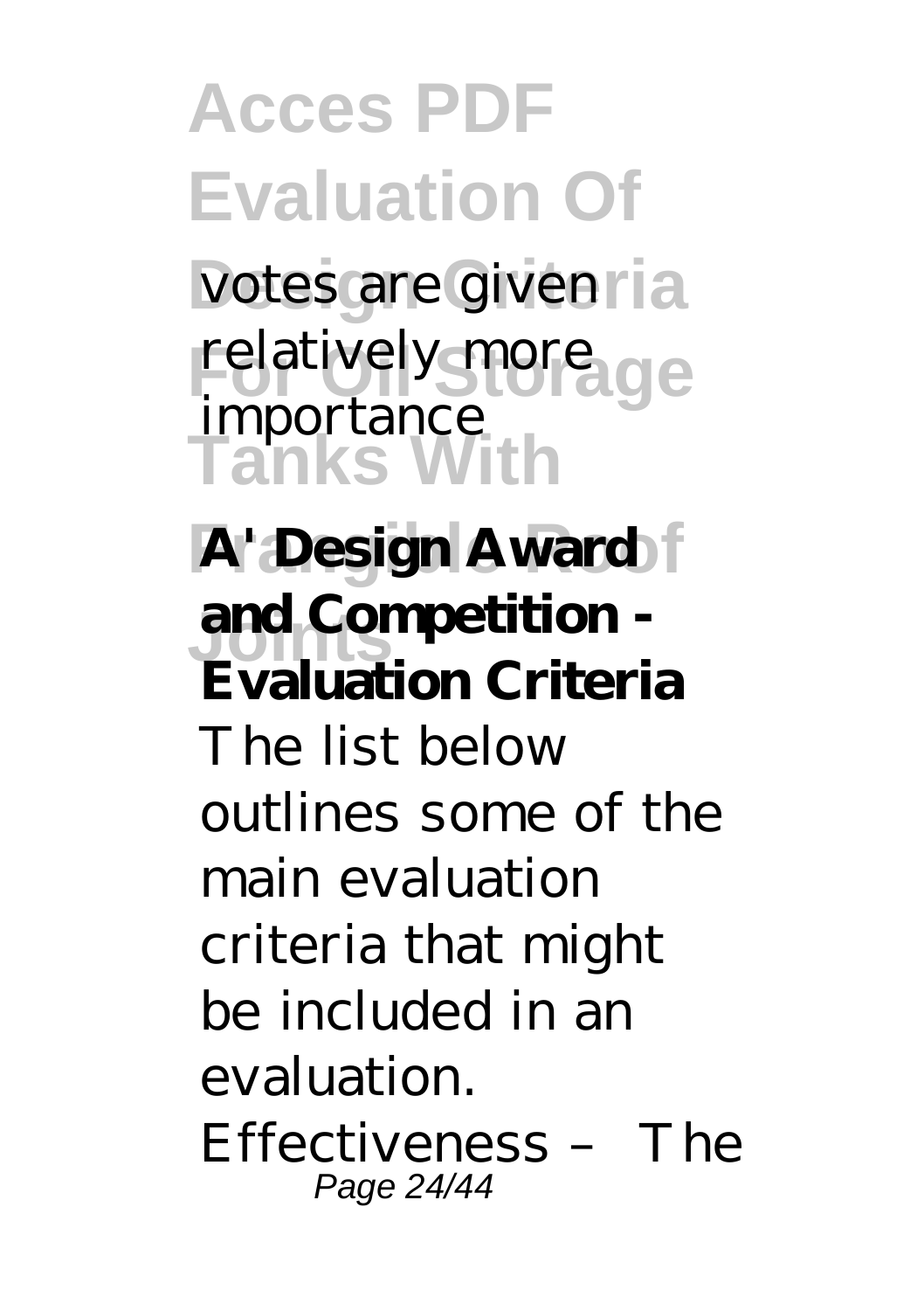votes are given relatively more importance

**A' Design Award and Competition - Evaluation Criteria**

The list below outlines some of the main evaluation criteria that might be included in an evaluation. Effectiveness – The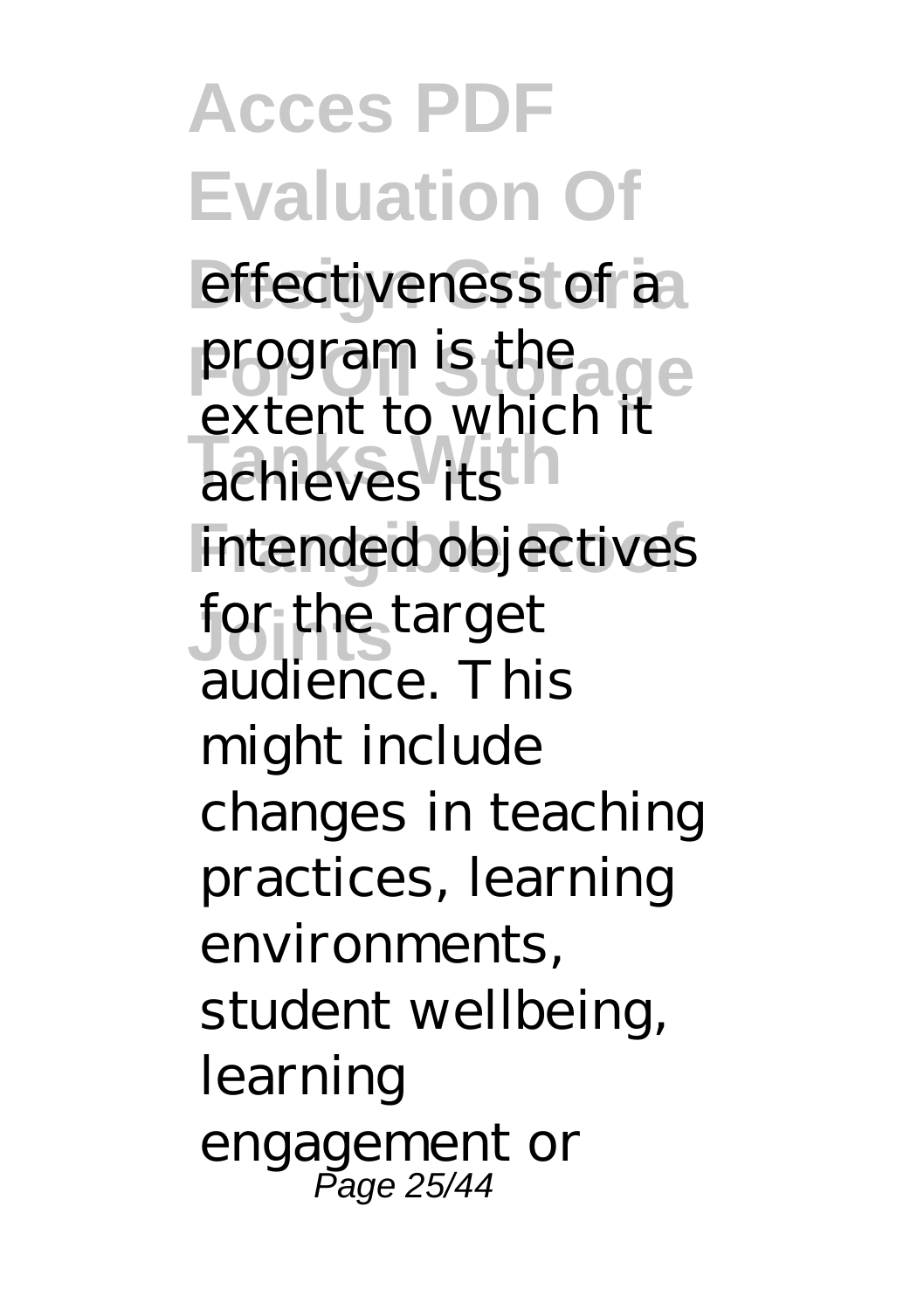effectiveness of a program is the extent to which it achieves its intended objectives for the target audience. This might include changes in teaching practices, learning environments, student wellbeing, learning engagement or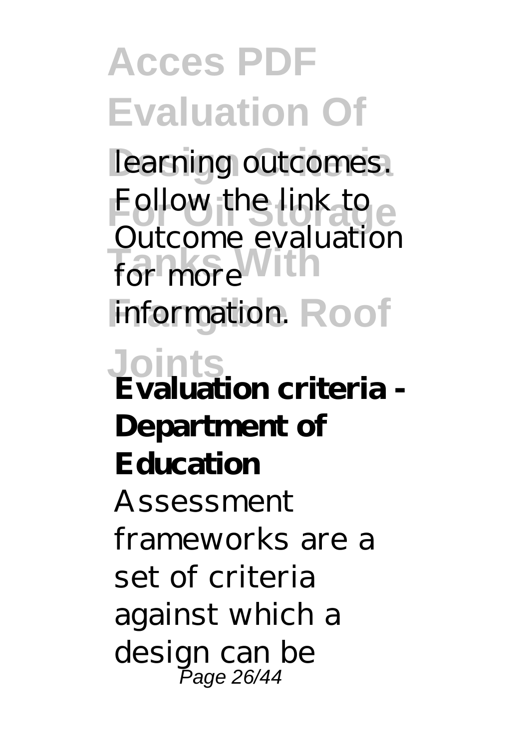learning outcomes. Follow the link to Outcome evaluation for more information.

**Evaluation criteria - Department of Education**

Assessment frameworks are a set of criteria against which a design can be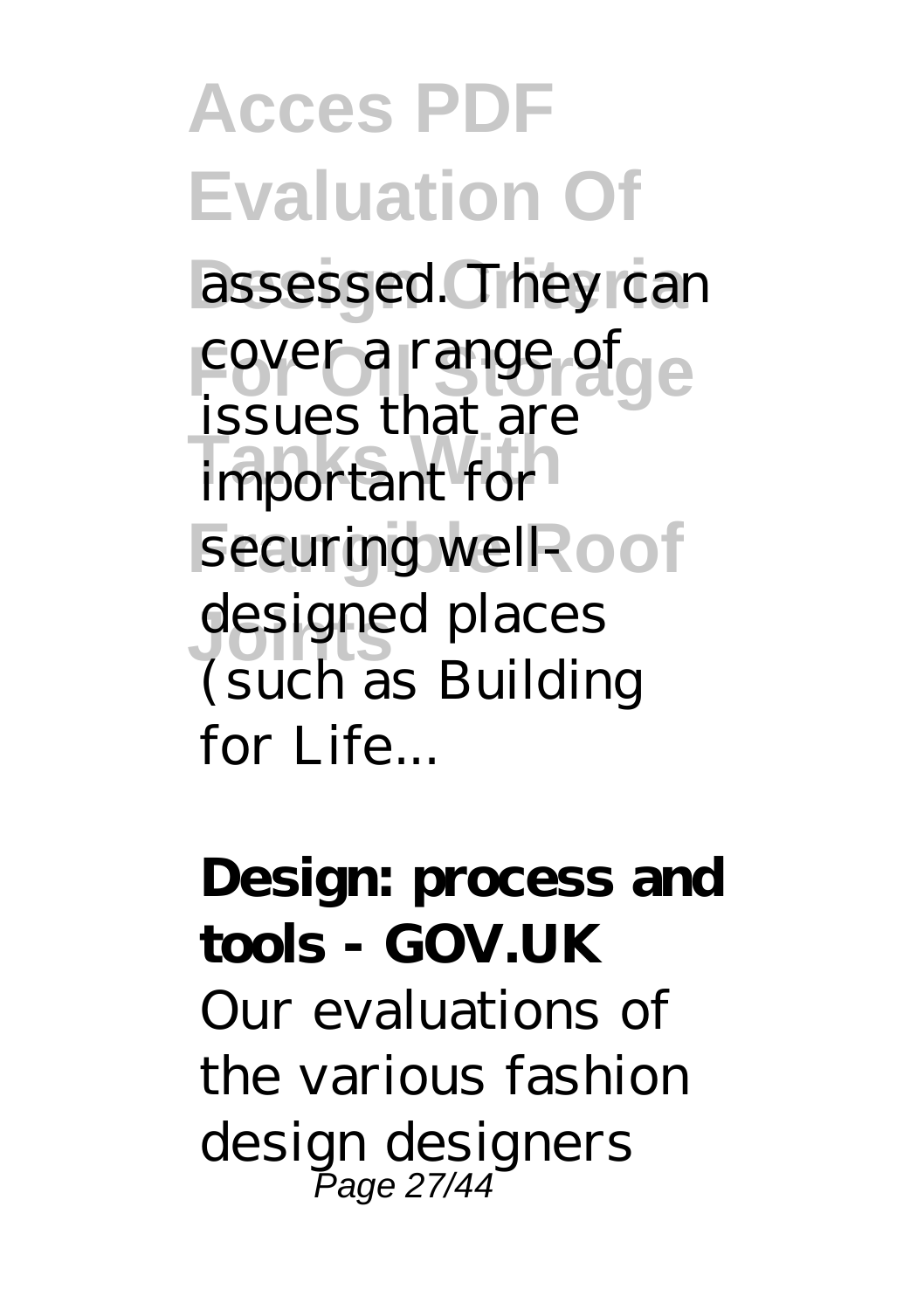assessed. They can cover a range of issues that are important for securing well-designed places (such as Building for Life...

**Design: process and tools - GOV.UK**

Our evaluations of the various fashion design designers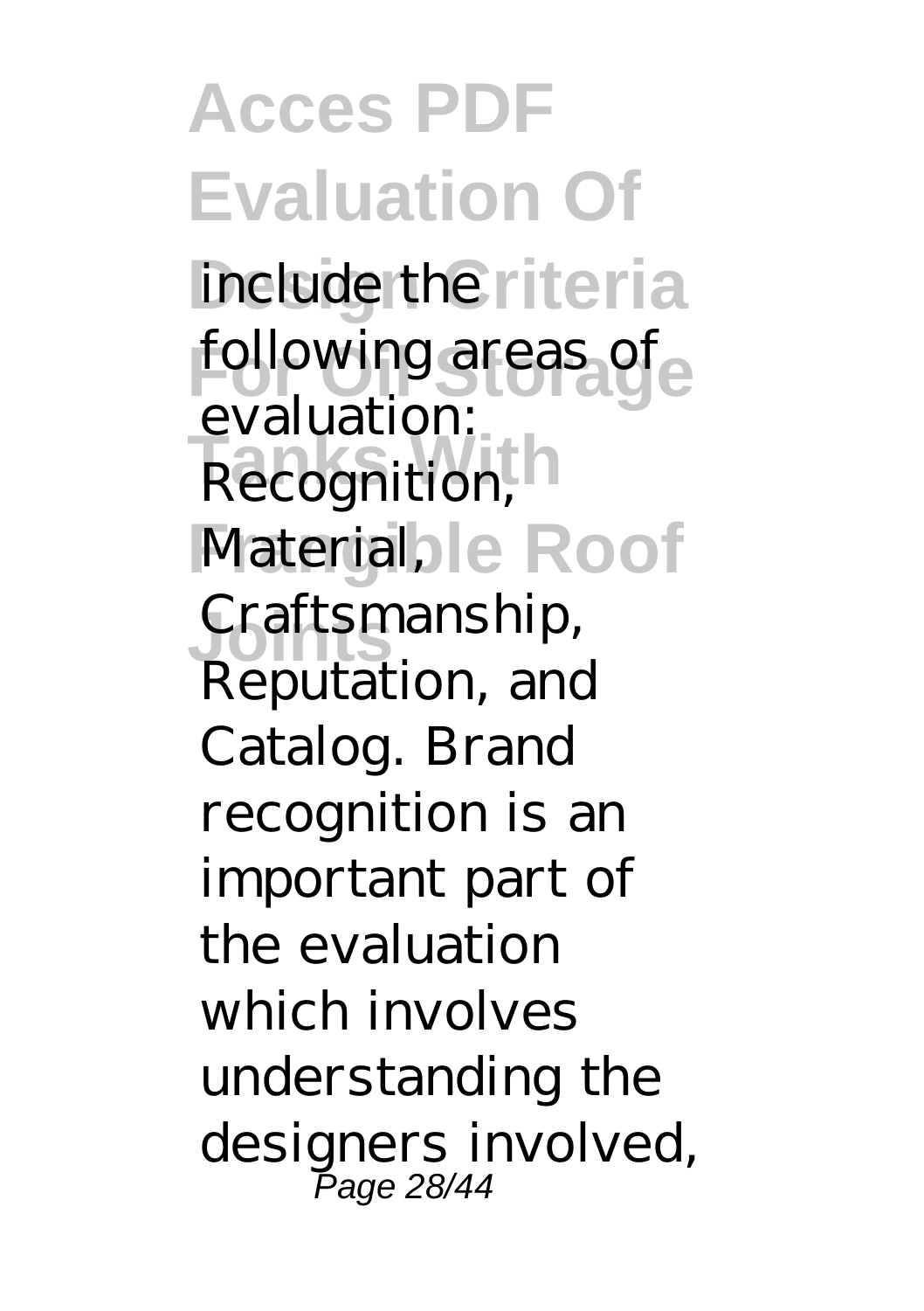include the following areas of evaluation: Recognition, Material, Craftsmanship, Reputation, and Catalog. Brand recognition is an important part of the evaluation which involves understanding the designers involved,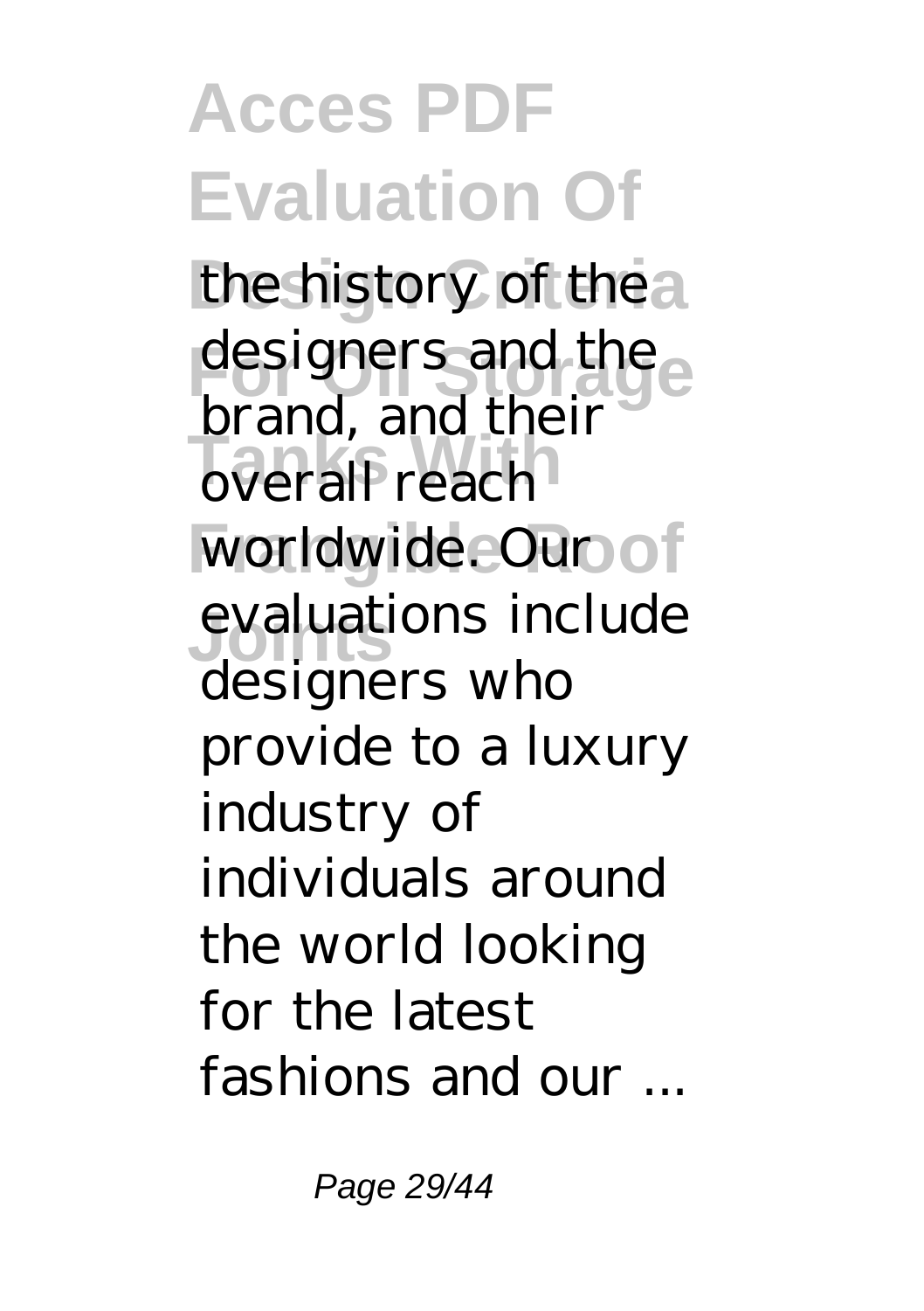the history of the designers and the brand, and their overall reach worldwide. Our evaluations include designers who provide to a luxury industry of individuals around the world looking for the latest fashions and our ...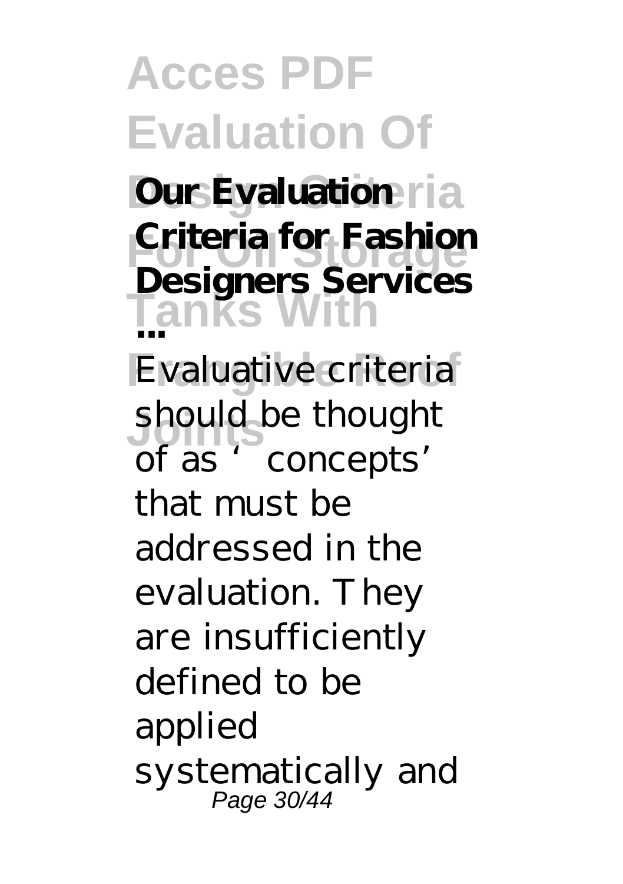**Our Evaluation Criteria for Fashion Designers Services ...**

Evaluative criteria should be thought of as 'concepts' that must be addressed in the evaluation. They are insufficiently defined to be applied systematically and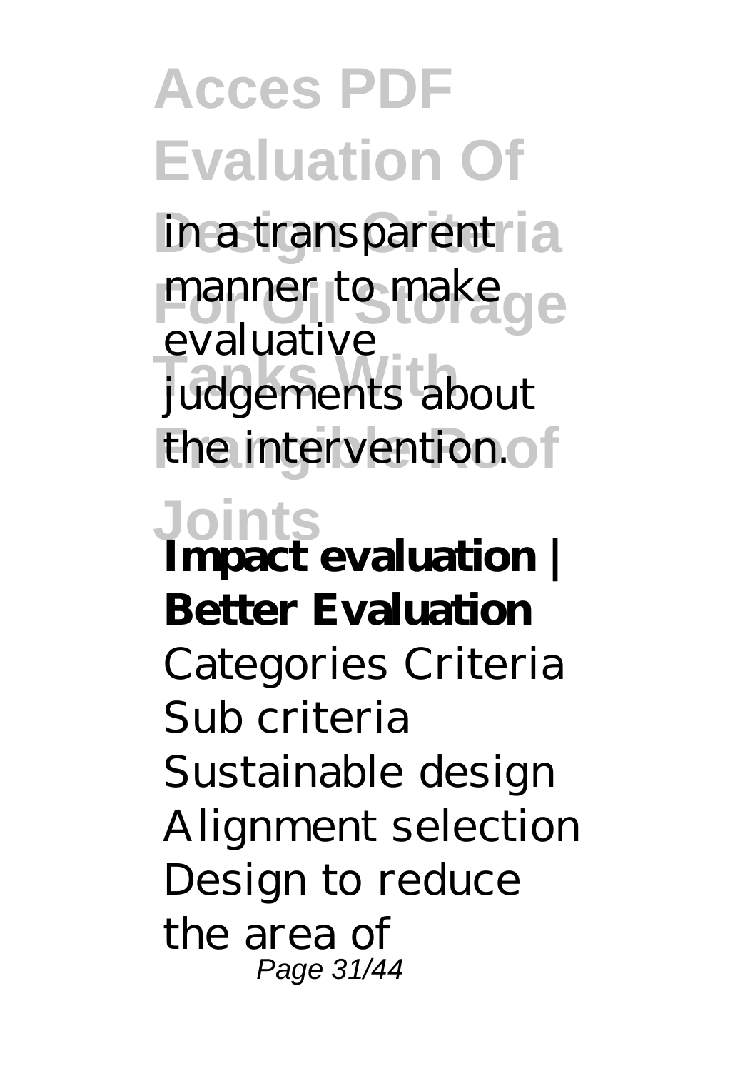in a transparent manner to make evaluative judgements about the intervention.

**Impact evaluation | Better Evaluation**

Categories Criteria Sub criteria Sustainable design Alignment selection Design to reduce the area of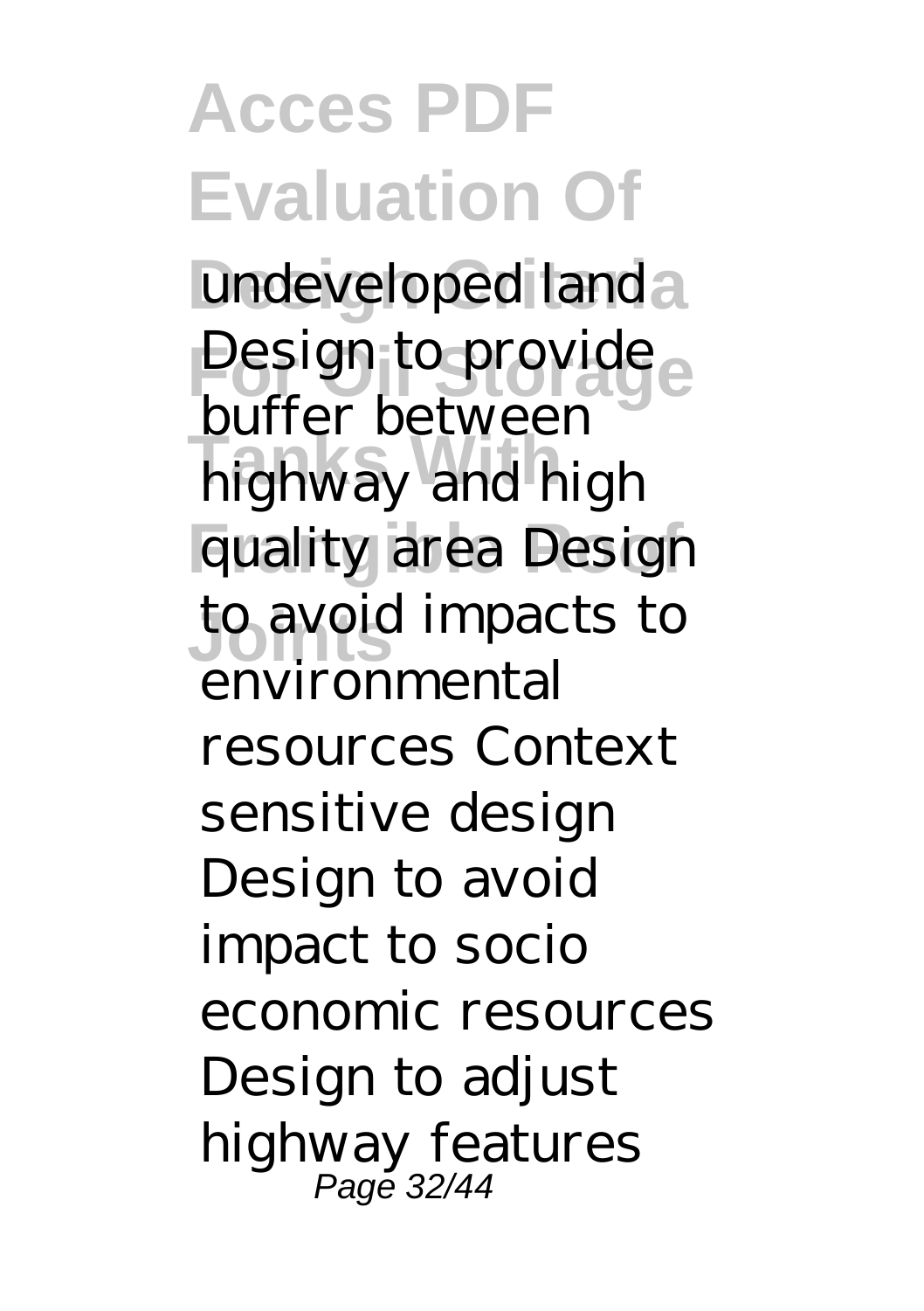undeveloped land Design to provide buffer between highway and high quality area Design to avoid impacts to environmental resources Context sensitive design Design to avoid impact to socio economic resources Design to adjust highway features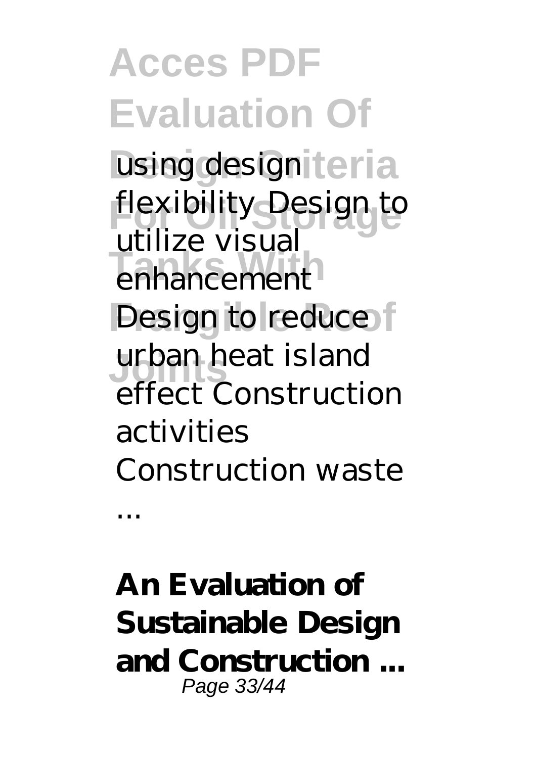using design flexibility Design to utilize visual enhancement Design to reduce urban heat island effect Construction activities Construction waste ...

**An Evaluation of Sustainable Design and Construction ...**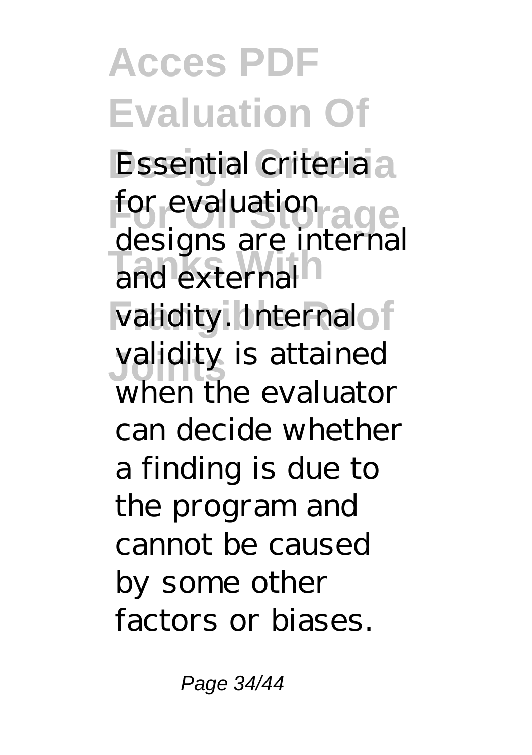Essential criteria for evaluation designs are internal and external validity. Internal validity is attained when the evaluator can decide whether a finding is due to the program and cannot be caused by some other factors or biases.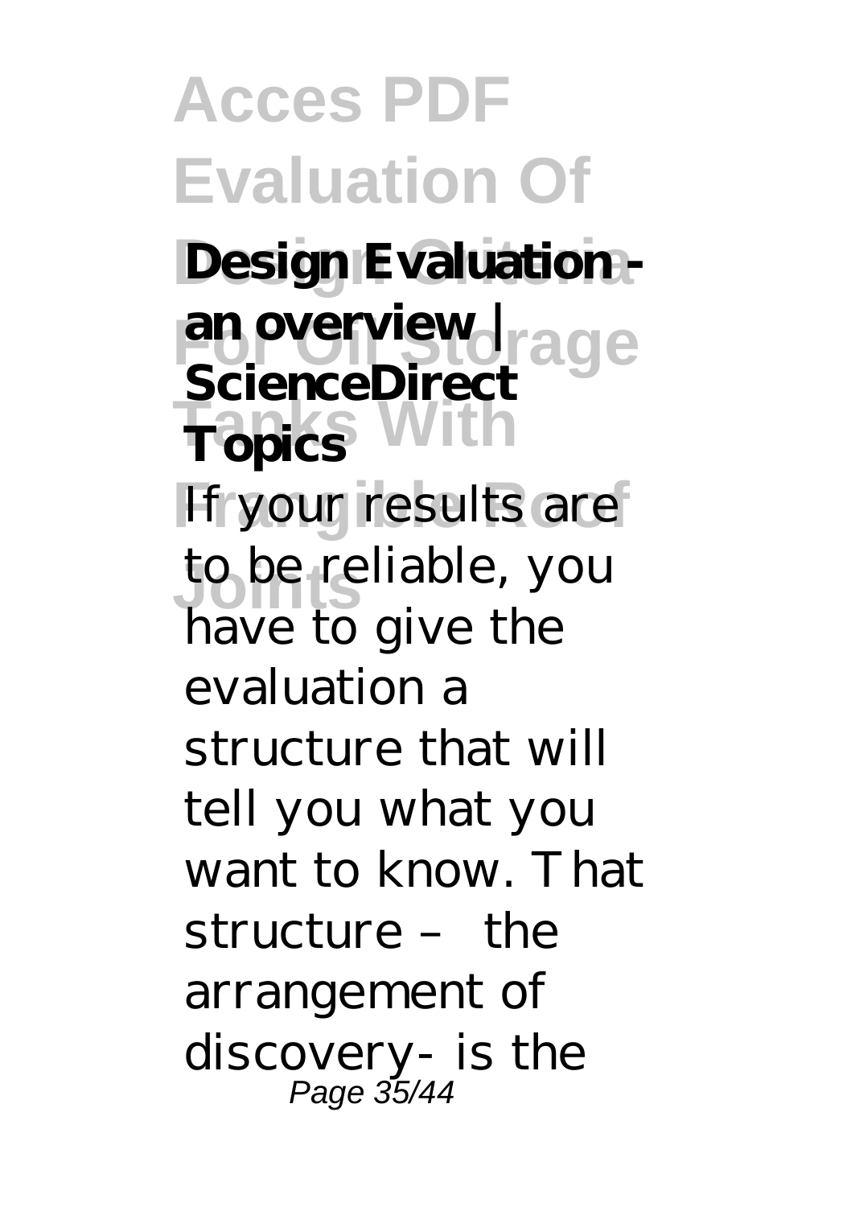**Design Evaluation - an overview | ScienceDirect Topics**

If your results are to be reliable, you have to give the evaluation a structure that will tell you what you want to know. That structure – the arrangement of discovery- is the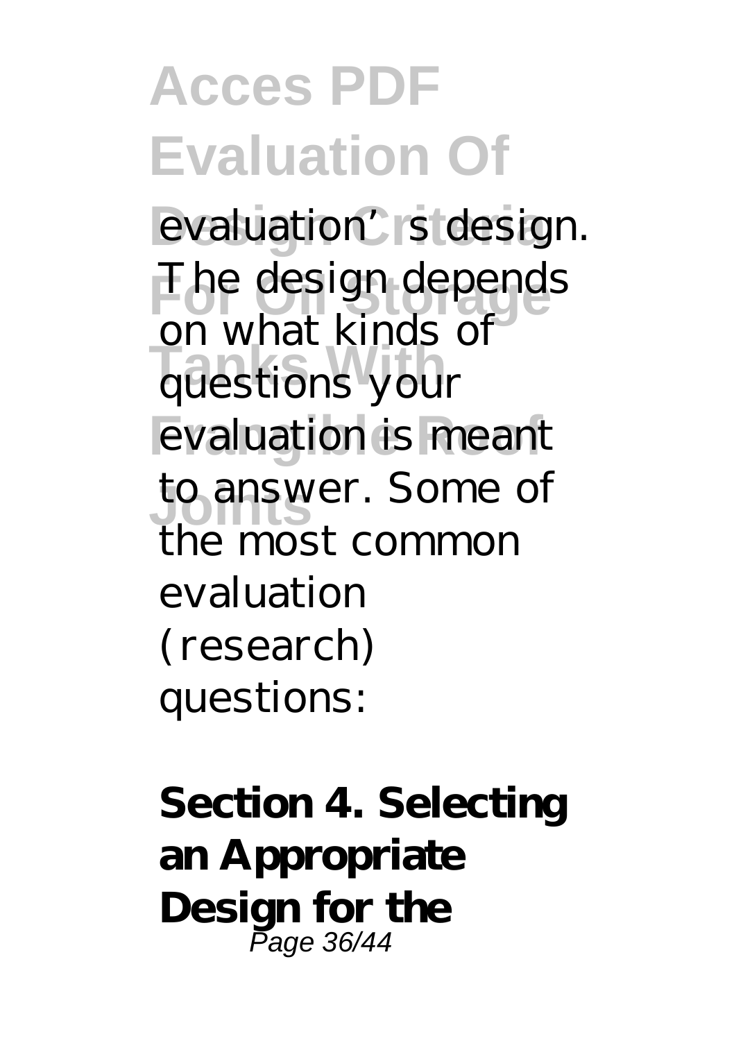evaluation's design. The design depends on what kinds of questions your evaluation is meant to answer. Some of the most common evaluation (research) questions:

**Section 4. Selecting an Appropriate Design for the**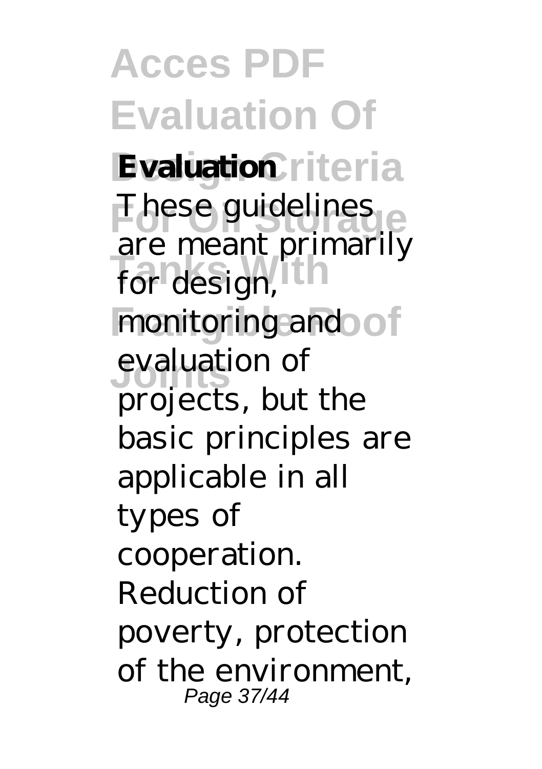**Evaluation**

These guidelines are meant primarily for design, monitoring and evaluation of projects, but the basic principles are applicable in all types of cooperation. Reduction of poverty, protection of the environment,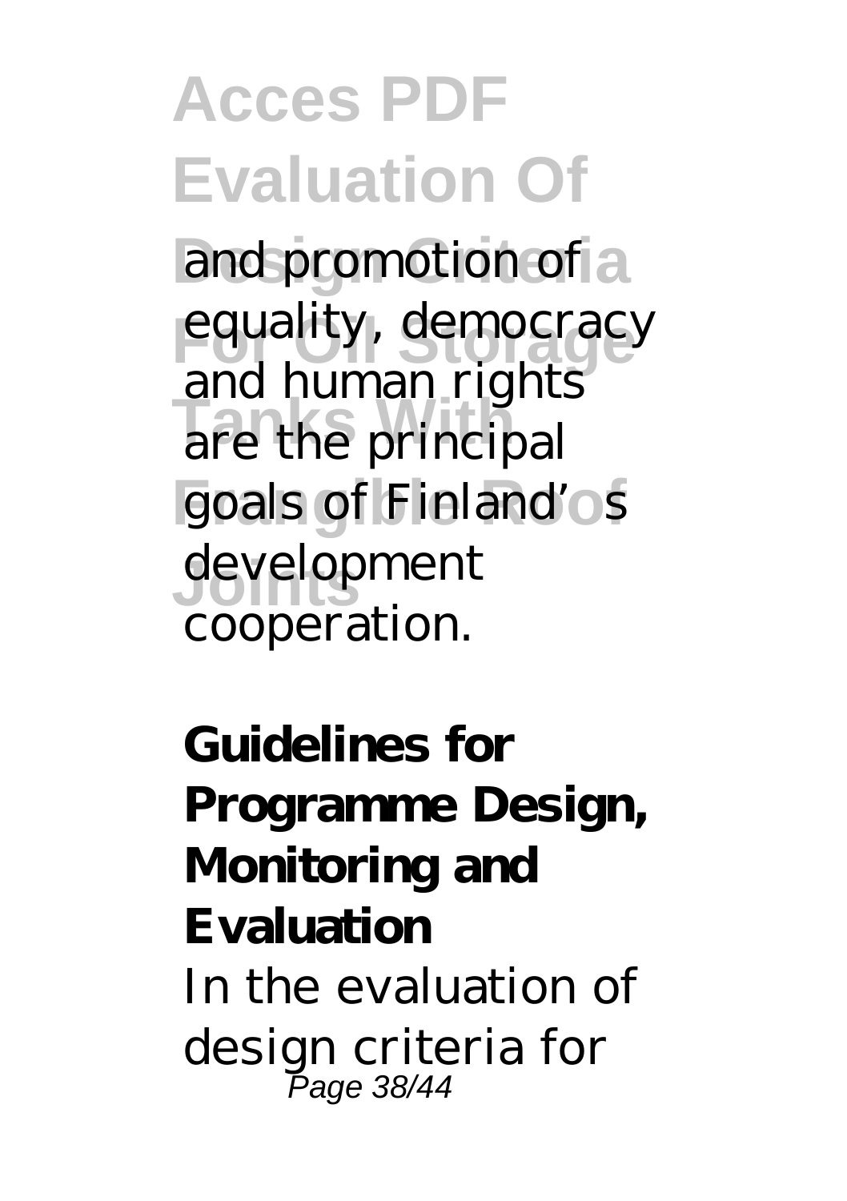and promotion of equality, democracy and human rights are the principal goals of Finland's development cooperation.

**Guidelines for Programme Design, Monitoring and Evaluation**

In the evaluation of design criteria for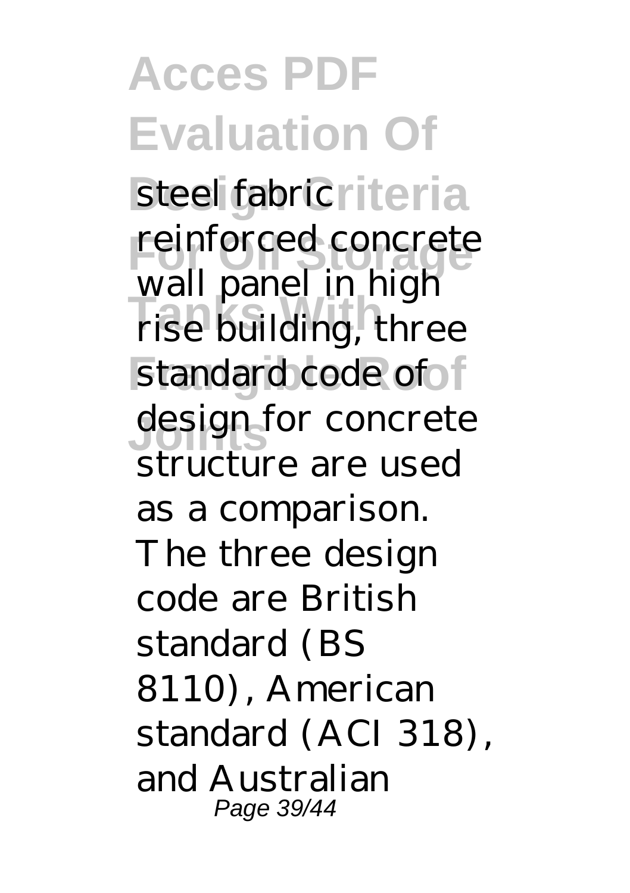steel fabric reinforced concrete wall panel in high rise building, three standard code of design for concrete structure are used as a comparison. The three design code are British standard (BS 8110), American standard (ACI 318), and Australian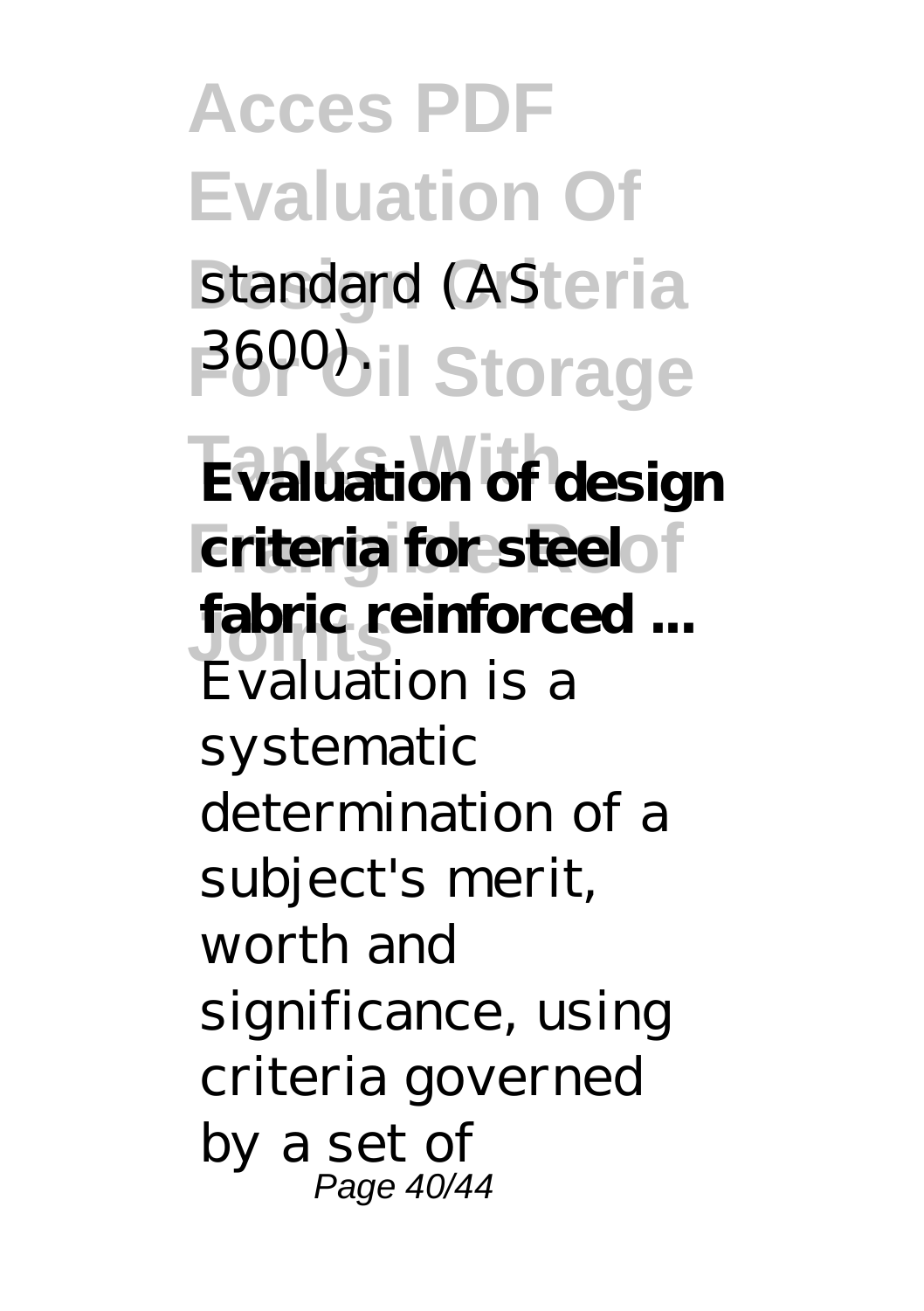standard (AS 3600).

**Evaluation of design criteria for steel fabric reinforced ...**

Evaluation is a systematic determination of a subject's merit, worth and significance, using criteria governed by a set of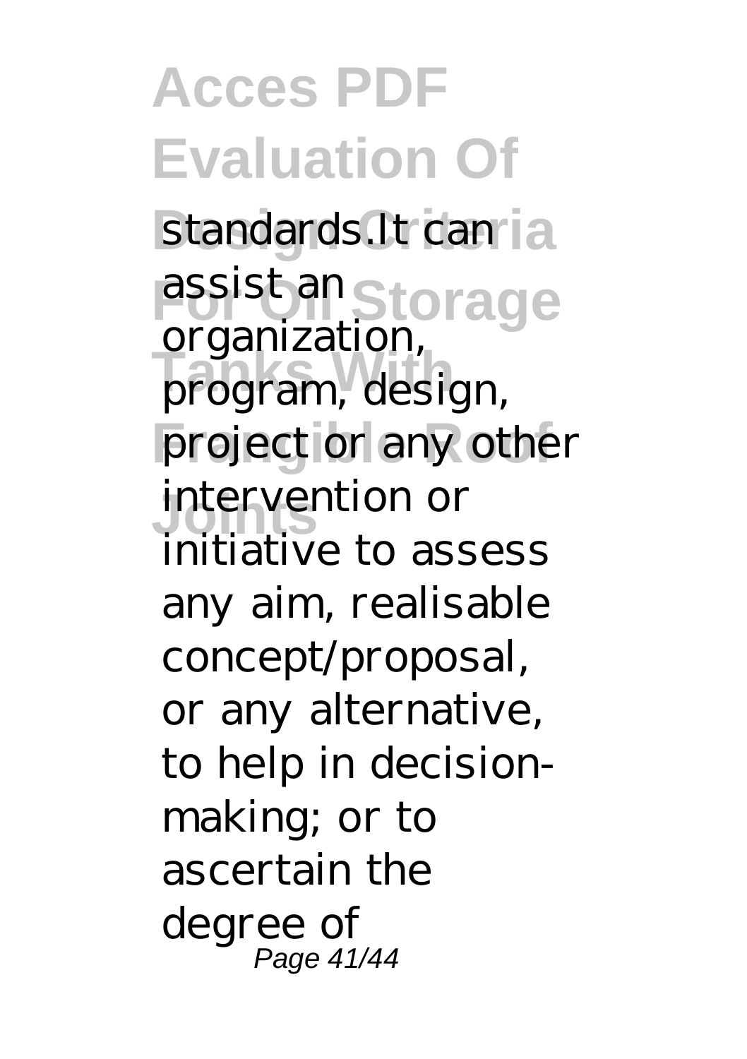standards.It can assist an organization, program, design, project or any other intervention or initiative to assess any aim, realisable concept/proposal, or any alternative, to help in decision-making; or to ascertain the degree of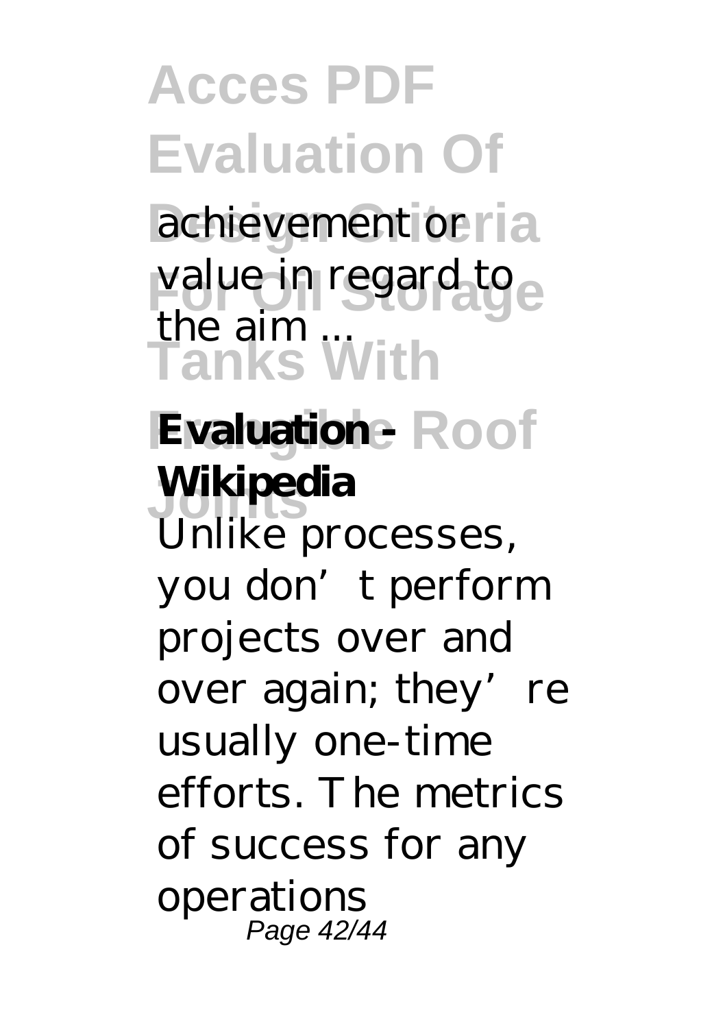achievement or value in regard to the aim ...

**Evaluation - Wikipedia**

Unlike processes, you don't perform projects over and over again; they're usually one-time efforts. The metrics of success for any operations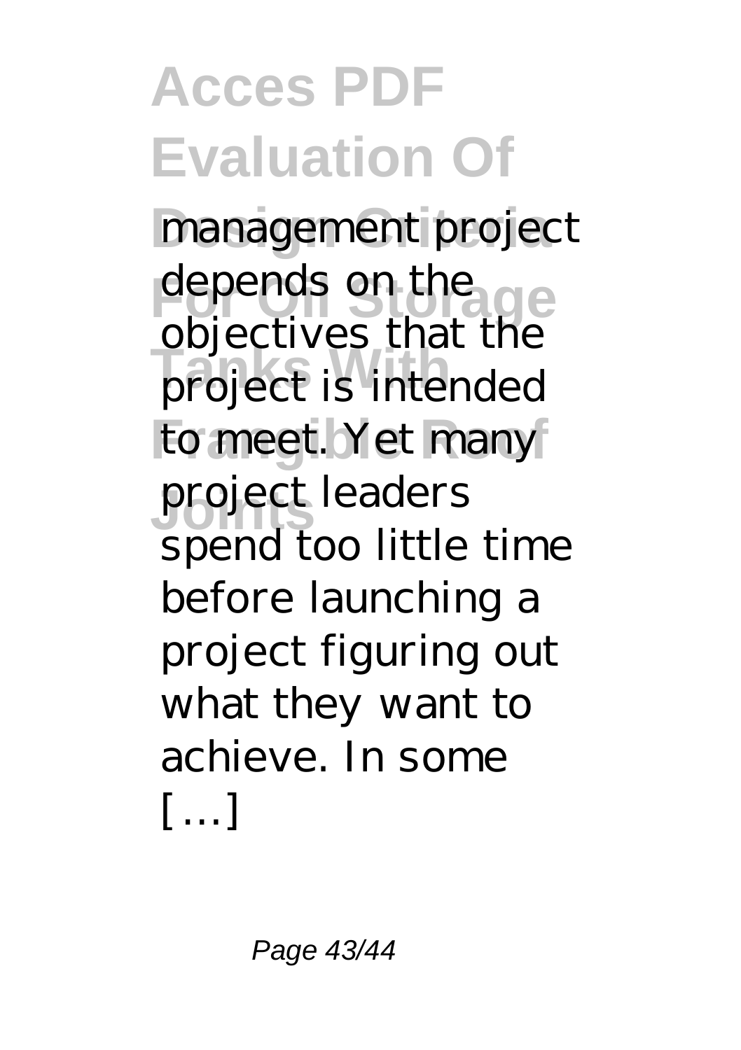management project depends on the objectives that the project is intended to meet. Yet many project leaders spend too little time before launching a project figuring out what they want to achieve. In some […]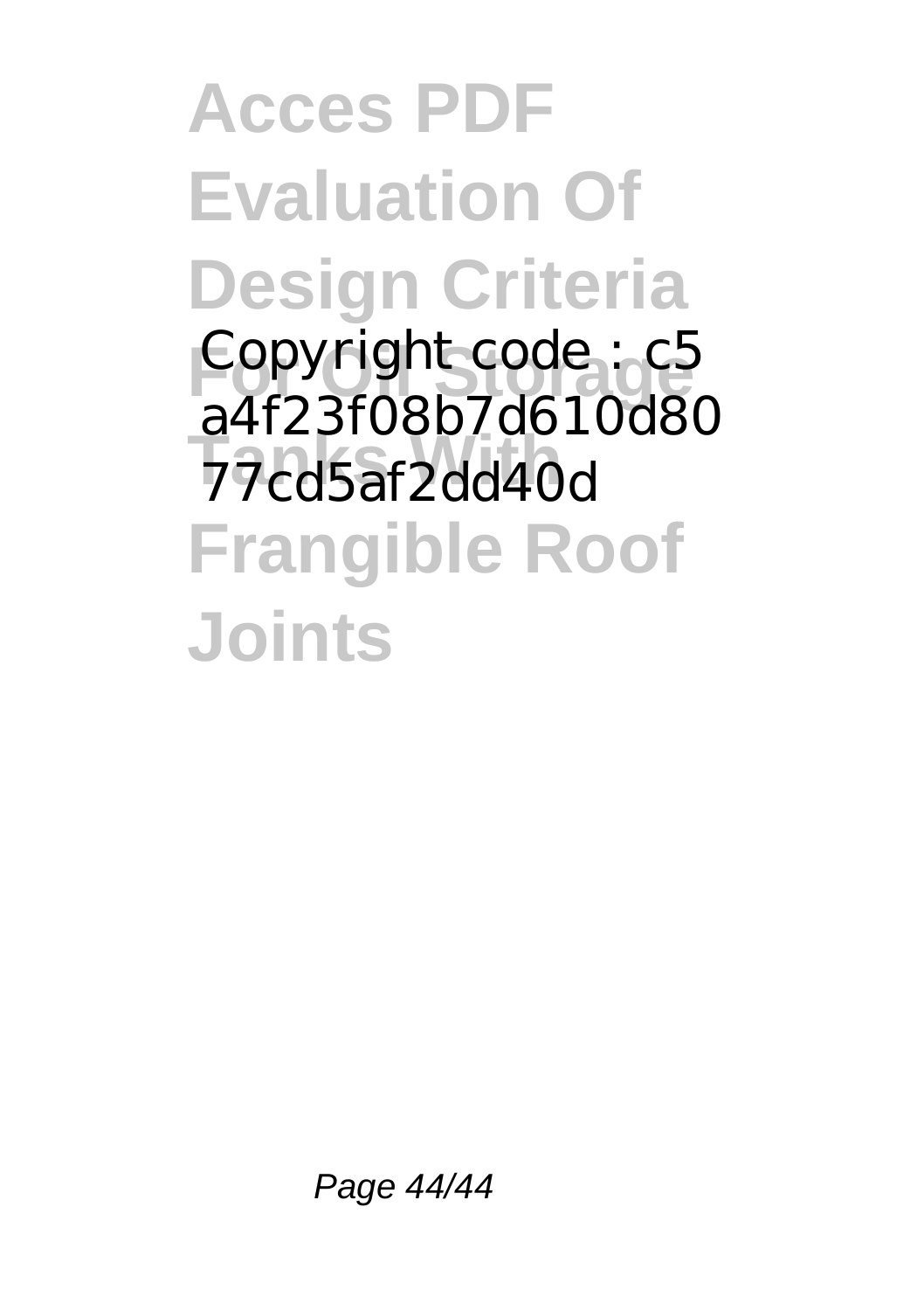Copyright code : c5a4f23f08b7d610d8077cd5af2dd40d